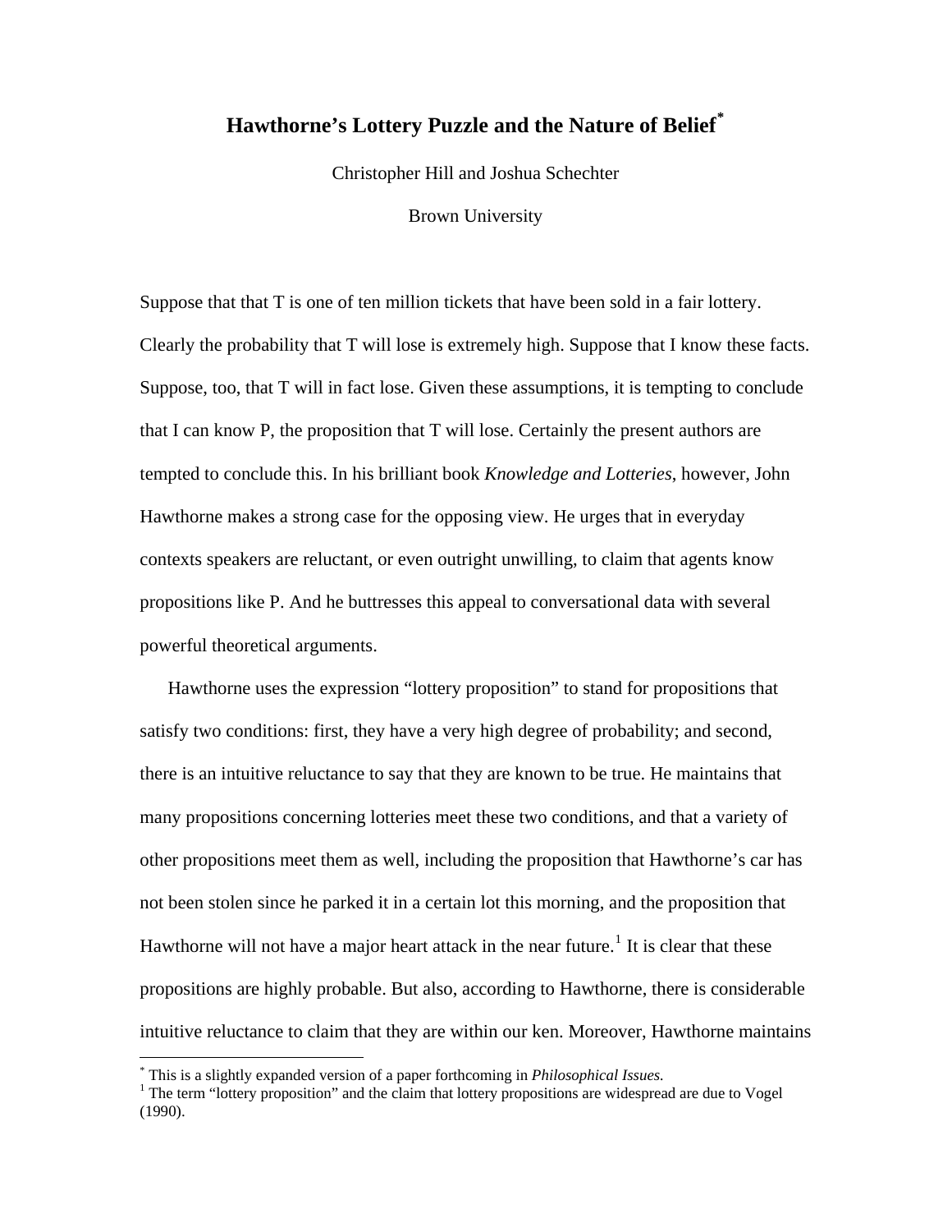# Hawthorne's Lottery Puzzle and the Nature of Belief[*]

Christopher Hill and Joshua Schechter

Brown University

Suppose that that T is one of ten million tickets that have been sold in a fair lottery. Clearly the probability that T will lose is extremely high. Suppose that I know these facts. Suppose, too, that T will in fact lose. Given these assumptions, it is tempting to conclude that I can know P, the proposition that T will lose. Certainly the present authors are tempted to conclude this. In his brilliant book *Knowledge and Lotteries*, however, John Hawthorne makes a strong case for the opposing view. He urges that in everyday contexts speakers are reluctant, or even outright unwilling, to claim that agents know propositions like P. And he buttresses this appeal to conversational data with several powerful theoretical arguments.

Hawthorne uses the expression "lottery proposition" to stand for propositions that satisfy two conditions: first, they have a very high degree of probability; and second, there is an intuitive reluctance to say that they are known to be true. He maintains that many propositions concerning lotteries meet these two conditions, and that a variety of other propositions meet them as well, including the proposition that Hawthorne's car has not been stolen since he parked it in a certain lot this morning, and the proposition that Hawthorne will not have a major heart attack in the near future.[1] It is clear that these propositions are highly probable. But also, according to Hawthorne, there is considerable intuitive reluctance to claim that they are within our ken. Moreover, Hawthorne maintains

---

[*] This is a slightly expanded version of a paper forthcoming in *Philosophical Issues.*

[1] The term "lottery proposition" and the claim that lottery propositions are widespread are due to Vogel (1990).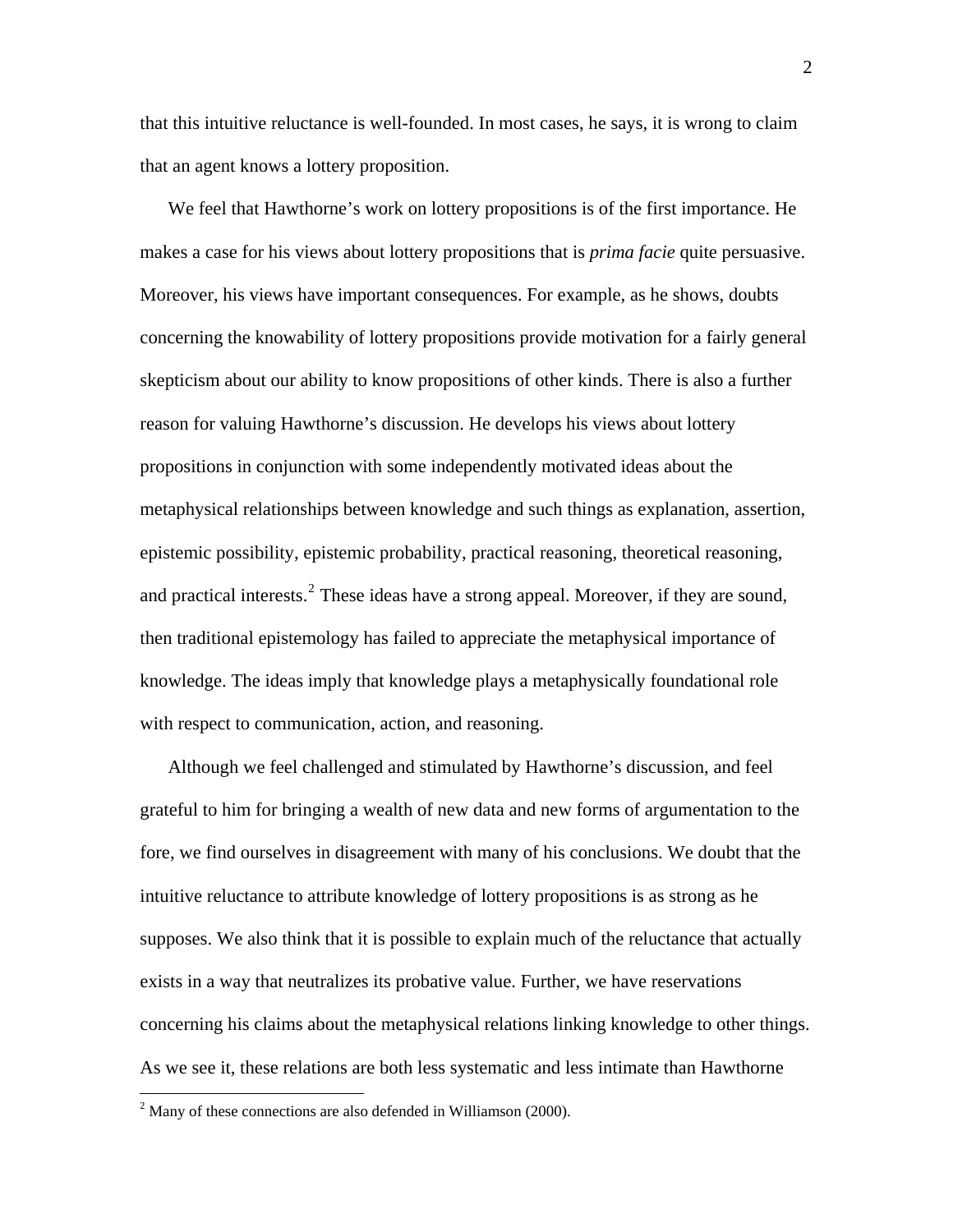that this intuitive reluctance is well-founded. In most cases, he says, it is wrong to claim that an agent knows a lottery proposition.

We feel that Hawthorne's work on lottery propositions is of the first importance. He makes a case for his views about lottery propositions that is *prima facie* quite persuasive. Moreover, his views have important consequences. For example, as he shows, doubts concerning the knowability of lottery propositions provide motivation for a fairly general skepticism about our ability to know propositions of other kinds. There is also a further reason for valuing Hawthorne's discussion. He develops his views about lottery propositions in conjunction with some independently motivated ideas about the metaphysical relationships between knowledge and such things as explanation, assertion, epistemic possibility, epistemic probability, practical reasoning, theoretical reasoning, and practical interests.[2] These ideas have a strong appeal. Moreover, if they are sound, then traditional epistemology has failed to appreciate the metaphysical importance of knowledge. The ideas imply that knowledge plays a metaphysically foundational role with respect to communication, action, and reasoning.

Although we feel challenged and stimulated by Hawthorne's discussion, and feel grateful to him for bringing a wealth of new data and new forms of argumentation to the fore, we find ourselves in disagreement with many of his conclusions. We doubt that the intuitive reluctance to attribute knowledge of lottery propositions is as strong as he supposes. We also think that it is possible to explain much of the reluctance that actually exists in a way that neutralizes its probative value. Further, we have reservations concerning his claims about the metaphysical relations linking knowledge to other things. As we see it, these relations are both less systematic and less intimate than Hawthorne

[2] Many of these connections are also defended in Williamson (2000).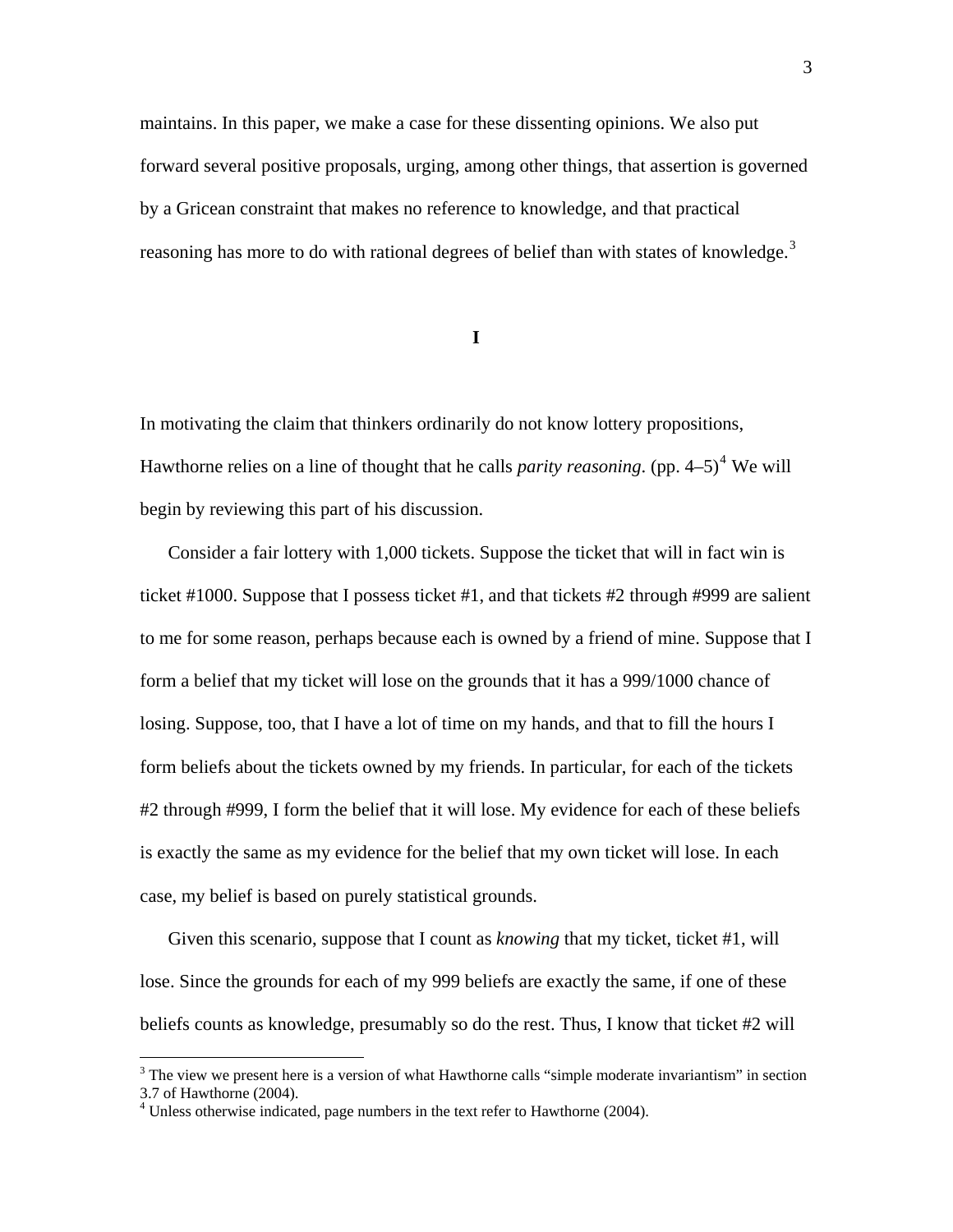maintains. In this paper, we make a case for these dissenting opinions. We also put forward several positive proposals, urging, among other things, that assertion is governed by a Gricean constraint that makes no reference to knowledge, and that practical reasoning has more to do with rational degrees of belief than with states of knowledge.[3]

## I

In motivating the claim that thinkers ordinarily do not know lottery propositions, Hawthorne relies on a line of thought that he calls *parity reasoning*. (pp. 4–5)[4] We will begin by reviewing this part of his discussion.

Consider a fair lottery with 1,000 tickets. Suppose the ticket that will in fact win is ticket #1000. Suppose that I possess ticket #1, and that tickets #2 through #999 are salient to me for some reason, perhaps because each is owned by a friend of mine. Suppose that I form a belief that my ticket will lose on the grounds that it has a 999/1000 chance of losing. Suppose, too, that I have a lot of time on my hands, and that to fill the hours I form beliefs about the tickets owned by my friends. In particular, for each of the tickets #2 through #999, I form the belief that it will lose. My evidence for each of these beliefs is exactly the same as my evidence for the belief that my own ticket will lose. In each case, my belief is based on purely statistical grounds.

Given this scenario, suppose that I count as *knowing* that my ticket, ticket #1, will lose. Since the grounds for each of my 999 beliefs are exactly the same, if one of these beliefs counts as knowledge, presumably so do the rest. Thus, I know that ticket #2 will

---

[3] The view we present here is a version of what Hawthorne calls "simple moderate invariantism" in section 3.7 of Hawthorne (2004).

[4] Unless otherwise indicated, page numbers in the text refer to Hawthorne (2004).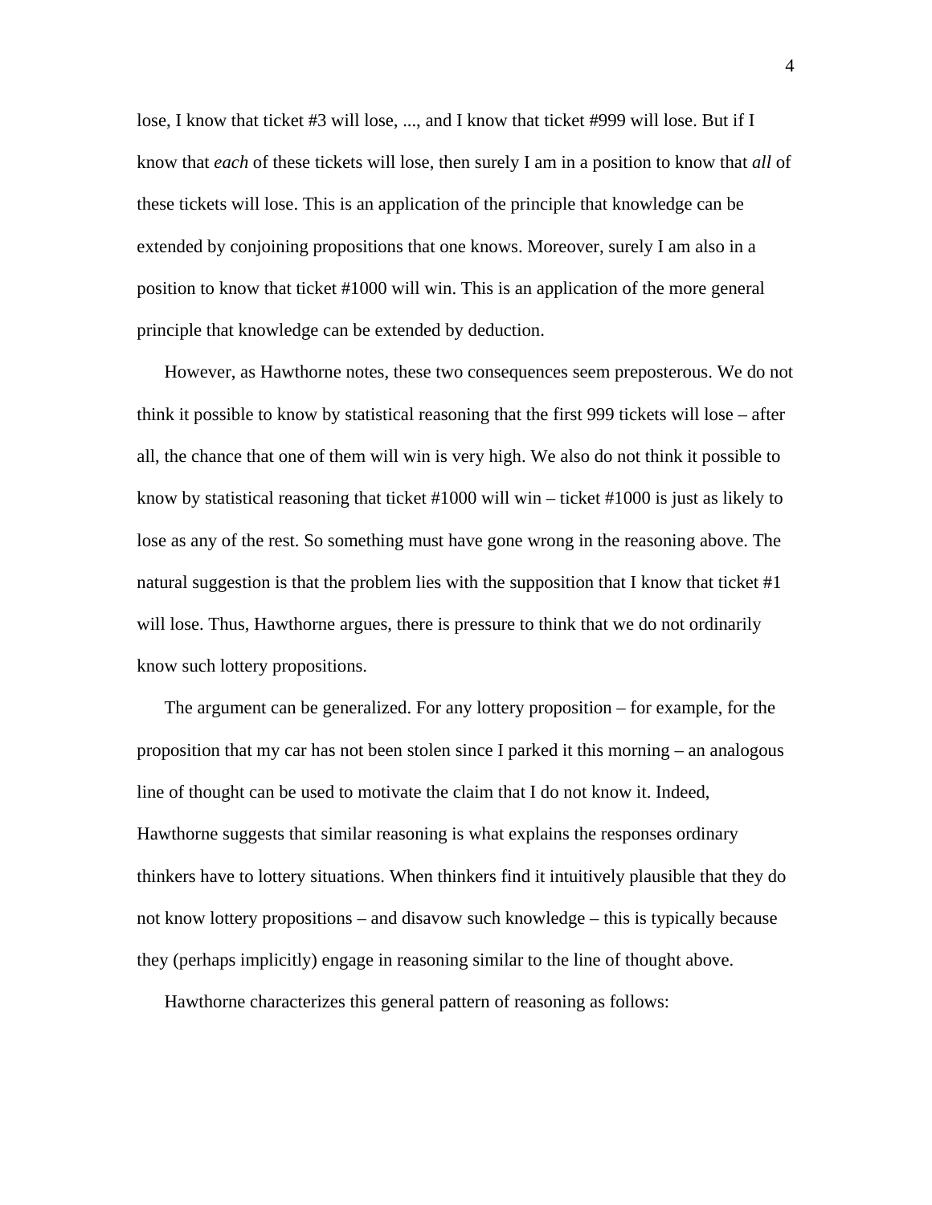lose, I know that ticket #3 will lose, ..., and I know that ticket #999 will lose. But if I know that *each* of these tickets will lose, then surely I am in a position to know that *all* of these tickets will lose. This is an application of the principle that knowledge can be extended by conjoining propositions that one knows. Moreover, surely I am also in a position to know that ticket #1000 will win. This is an application of the more general principle that knowledge can be extended by deduction.

However, as Hawthorne notes, these two consequences seem preposterous. We do not think it possible to know by statistical reasoning that the first 999 tickets will lose – after all, the chance that one of them will win is very high. We also do not think it possible to know by statistical reasoning that ticket #1000 will win – ticket #1000 is just as likely to lose as any of the rest. So something must have gone wrong in the reasoning above. The natural suggestion is that the problem lies with the supposition that I know that ticket #1 will lose. Thus, Hawthorne argues, there is pressure to think that we do not ordinarily know such lottery propositions.

The argument can be generalized. For any lottery proposition – for example, for the proposition that my car has not been stolen since I parked it this morning – an analogous line of thought can be used to motivate the claim that I do not know it. Indeed, Hawthorne suggests that similar reasoning is what explains the responses ordinary thinkers have to lottery situations. When thinkers find it intuitively plausible that they do not know lottery propositions – and disavow such knowledge – this is typically because they (perhaps implicitly) engage in reasoning similar to the line of thought above.

Hawthorne characterizes this general pattern of reasoning as follows: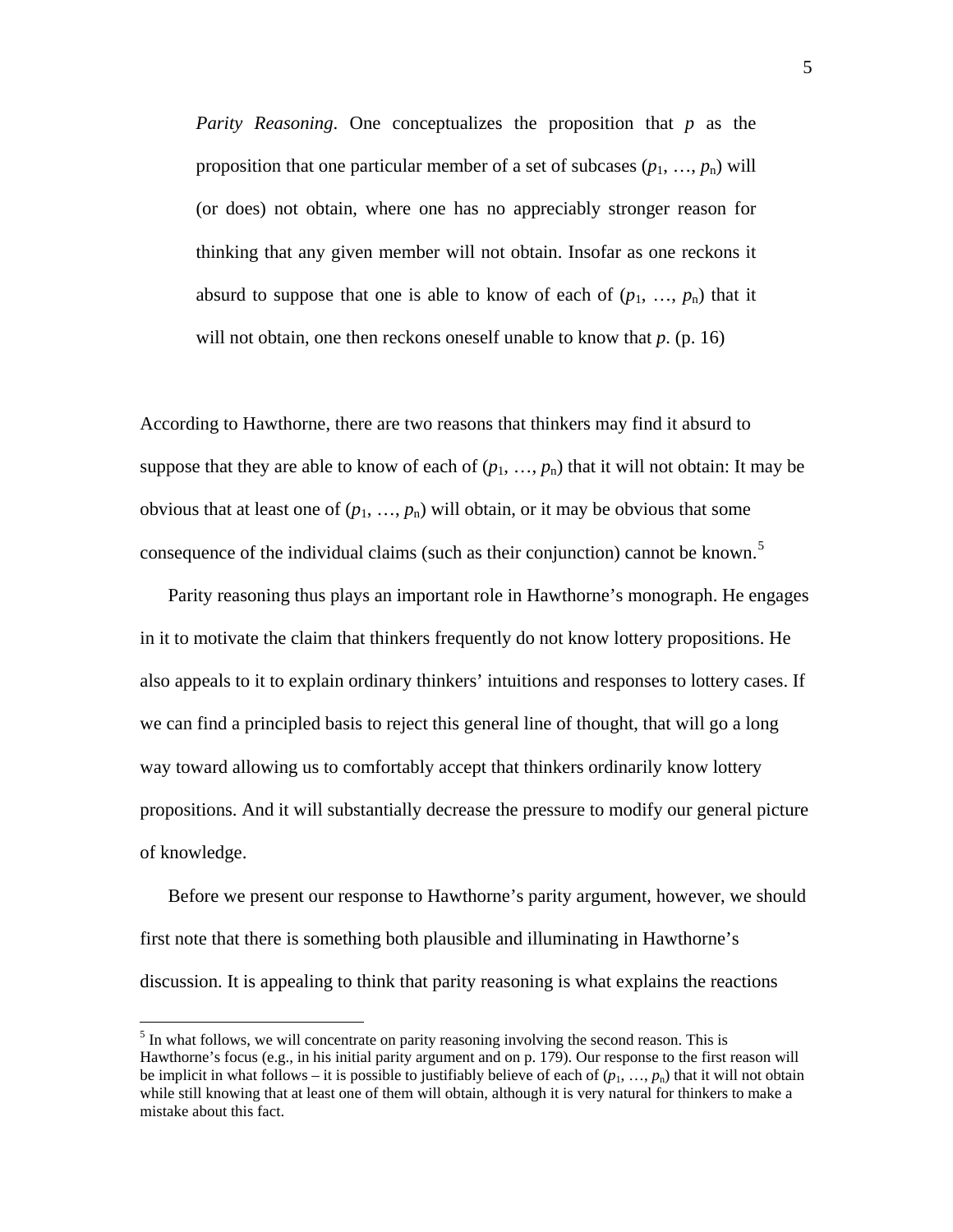> *Parity Reasoning*. One conceptualizes the proposition that $p$ as the proposition that one particular member of a set of subcases ($p_1$, …, $p_n$) will (or does) not obtain, where one has no appreciably stronger reason for thinking that any given member will not obtain. Insofar as one reckons it absurd to suppose that one is able to know of each of ($p_1$, …, $p_n$) that it will not obtain, one then reckons oneself unable to know that $p$. (p. 16)

According to Hawthorne, there are two reasons that thinkers may find it absurd to suppose that they are able to know of each of ($p_1$, …, $p_n$) that it will not obtain: It may be obvious that at least one of ($p_1$, …, $p_n$) will obtain, or it may be obvious that some consequence of the individual claims (such as their conjunction) cannot be known.[5]

Parity reasoning thus plays an important role in Hawthorne's monograph. He engages in it to motivate the claim that thinkers frequently do not know lottery propositions. He also appeals to it to explain ordinary thinkers' intuitions and responses to lottery cases. If we can find a principled basis to reject this general line of thought, that will go a long way toward allowing us to comfortably accept that thinkers ordinarily know lottery propositions. And it will substantially decrease the pressure to modify our general picture of knowledge.

Before we present our response to Hawthorne's parity argument, however, we should first note that there is something both plausible and illuminating in Hawthorne's discussion. It is appealing to think that parity reasoning is what explains the reactions

[5] In what follows, we will concentrate on parity reasoning involving the second reason. This is Hawthorne's focus (e.g., in his initial parity argument and on p. 179). Our response to the first reason will be implicit in what follows – it is possible to justifiably believe of each of ($p_1$, …, $p_n$) that it will not obtain while still knowing that at least one of them will obtain, although it is very natural for thinkers to make a mistake about this fact.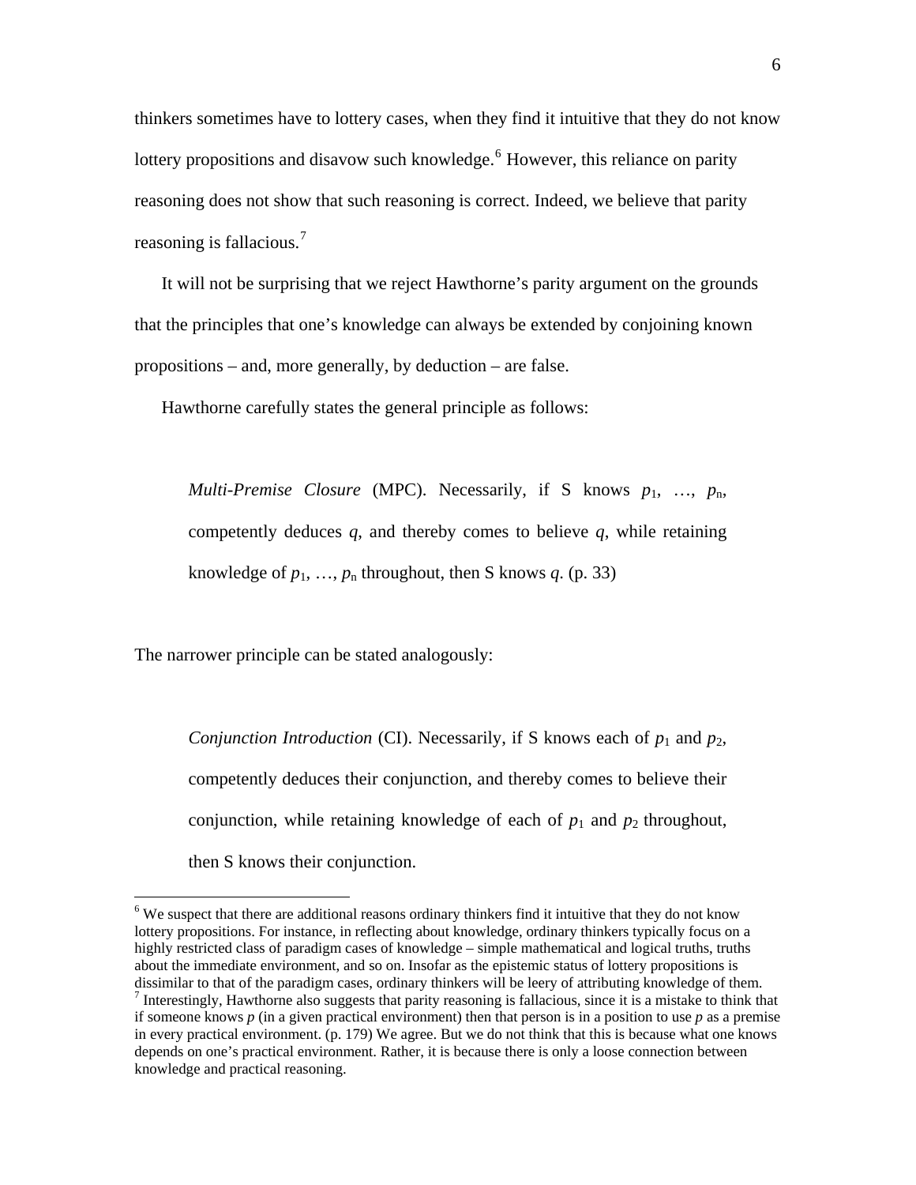thinkers sometimes have to lottery cases, when they find it intuitive that they do not know lottery propositions and disavow such knowledge.[6] However, this reliance on parity reasoning does not show that such reasoning is correct. Indeed, we believe that parity reasoning is fallacious.[7]

It will not be surprising that we reject Hawthorne's parity argument on the grounds that the principles that one's knowledge can always be extended by conjoining known propositions – and, more generally, by deduction – are false.

Hawthorne carefully states the general principle as follows:

> *Multi-Premise Closure* (MPC). Necessarily, if S knows $p_1$, …, $p_n$, competently deduces *q*, and thereby comes to believe *q*, while retaining knowledge of $p_1$, …, $p_n$ throughout, then S knows *q*. (p. 33)

The narrower principle can be stated analogously:

> *Conjunction Introduction* (CI). Necessarily, if S knows each of $p_1$ and $p_2$, competently deduces their conjunction, and thereby comes to believe their conjunction, while retaining knowledge of each of $p_1$ and $p_2$ throughout, then S knows their conjunction.

---

[6] We suspect that there are additional reasons ordinary thinkers find it intuitive that they do not know lottery propositions. For instance, in reflecting about knowledge, ordinary thinkers typically focus on a highly restricted class of paradigm cases of knowledge – simple mathematical and logical truths, truths about the immediate environment, and so on. Insofar as the epistemic status of lottery propositions is dissimilar to that of the paradigm cases, ordinary thinkers will be leery of attributing knowledge of them.

[7] Interestingly, Hawthorne also suggests that parity reasoning is fallacious, since it is a mistake to think that if someone knows *p* (in a given practical environment) then that person is in a position to use *p* as a premise in every practical environment. (p. 179) We agree. But we do not think that this is because what one knows depends on one's practical environment. Rather, it is because there is only a loose connection between knowledge and practical reasoning.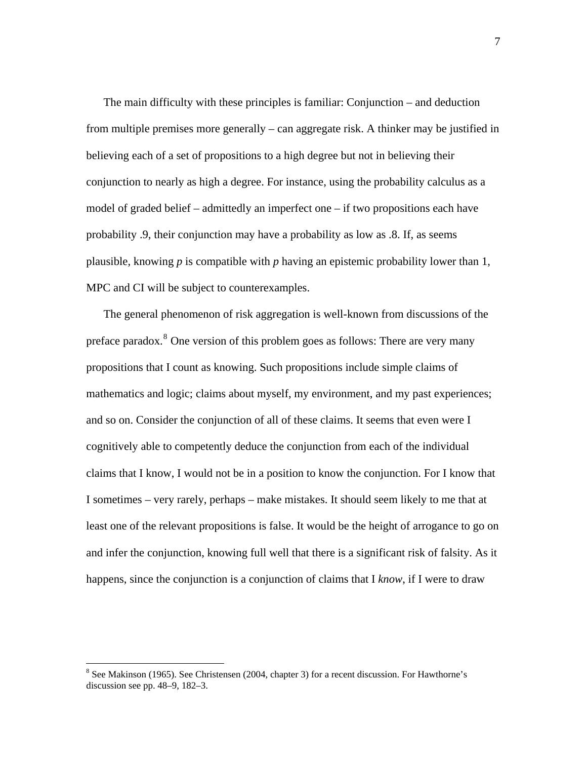The main difficulty with these principles is familiar: Conjunction – and deduction from multiple premises more generally – can aggregate risk. A thinker may be justified in believing each of a set of propositions to a high degree but not in believing their conjunction to nearly as high a degree. For instance, using the probability calculus as a model of graded belief – admittedly an imperfect one – if two propositions each have probability .9, their conjunction may have a probability as low as .8. If, as seems plausible, knowing *p* is compatible with *p* having an epistemic probability lower than 1, MPC and CI will be subject to counterexamples.

The general phenomenon of risk aggregation is well-known from discussions of the preface paradox.[8] One version of this problem goes as follows: There are very many propositions that I count as knowing. Such propositions include simple claims of mathematics and logic; claims about myself, my environment, and my past experiences; and so on. Consider the conjunction of all of these claims. It seems that even were I cognitively able to competently deduce the conjunction from each of the individual claims that I know, I would not be in a position to know the conjunction. For I know that I sometimes – very rarely, perhaps – make mistakes. It should seem likely to me that at least one of the relevant propositions is false. It would be the height of arrogance to go on and infer the conjunction, knowing full well that there is a significant risk of falsity. As it happens, since the conjunction is a conjunction of claims that I *know*, if I were to draw

[8] See Makinson (1965). See Christensen (2004, chapter 3) for a recent discussion. For Hawthorne's discussion see pp. 48–9, 182–3.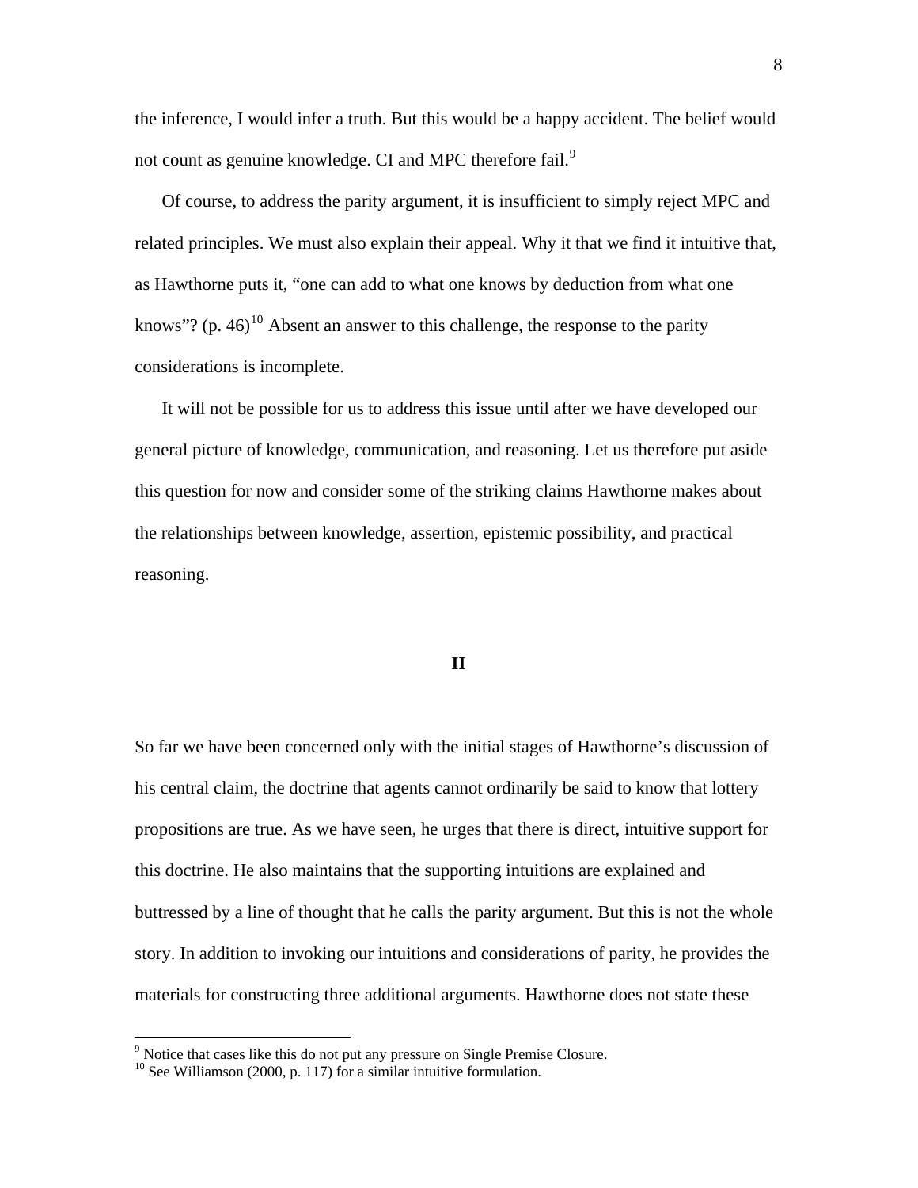the inference, I would infer a truth. But this would be a happy accident. The belief would not count as genuine knowledge. CI and MPC therefore fail.[9]

Of course, to address the parity argument, it is insufficient to simply reject MPC and related principles. We must also explain their appeal. Why it that we find it intuitive that, as Hawthorne puts it, "one can add to what one knows by deduction from what one knows"? (p. 46)[10] Absent an answer to this challenge, the response to the parity considerations is incomplete.

It will not be possible for us to address this issue until after we have developed our general picture of knowledge, communication, and reasoning. Let us therefore put aside this question for now and consider some of the striking claims Hawthorne makes about the relationships between knowledge, assertion, epistemic possibility, and practical reasoning.

## II

So far we have been concerned only with the initial stages of Hawthorne's discussion of his central claim, the doctrine that agents cannot ordinarily be said to know that lottery propositions are true. As we have seen, he urges that there is direct, intuitive support for this doctrine. He also maintains that the supporting intuitions are explained and buttressed by a line of thought that he calls the parity argument. But this is not the whole story. In addition to invoking our intuitions and considerations of parity, he provides the materials for constructing three additional arguments. Hawthorne does not state these

---

[9] Notice that cases like this do not put any pressure on Single Premise Closure.

[10] See Williamson (2000, p. 117) for a similar intuitive formulation.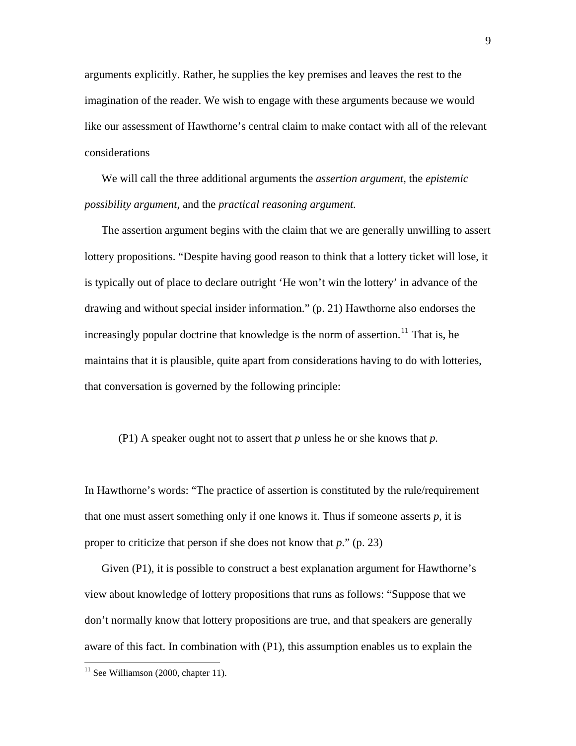arguments explicitly. Rather, he supplies the key premises and leaves the rest to the imagination of the reader. We wish to engage with these arguments because we would like our assessment of Hawthorne's central claim to make contact with all of the relevant considerations

We will call the three additional arguments the *assertion argument*, the *epistemic possibility argument*, and the *practical reasoning argument.*

The assertion argument begins with the claim that we are generally unwilling to assert lottery propositions. "Despite having good reason to think that a lottery ticket will lose, it is typically out of place to declare outright 'He won't win the lottery' in advance of the drawing and without special insider information." (p. 21) Hawthorne also endorses the increasingly popular doctrine that knowledge is the norm of assertion.[11] That is, he maintains that it is plausible, quite apart from considerations having to do with lotteries, that conversation is governed by the following principle:

> (P1) A speaker ought not to assert that *p* unless he or she knows that *p.*

In Hawthorne's words: "The practice of assertion is constituted by the rule/requirement that one must assert something only if one knows it. Thus if someone asserts *p*, it is proper to criticize that person if she does not know that *p*." (p. 23)

Given (P1), it is possible to construct a best explanation argument for Hawthorne's view about knowledge of lottery propositions that runs as follows: "Suppose that we don't normally know that lottery propositions are true, and that speakers are generally aware of this fact. In combination with (P1), this assumption enables us to explain the

[11] See Williamson (2000, chapter 11).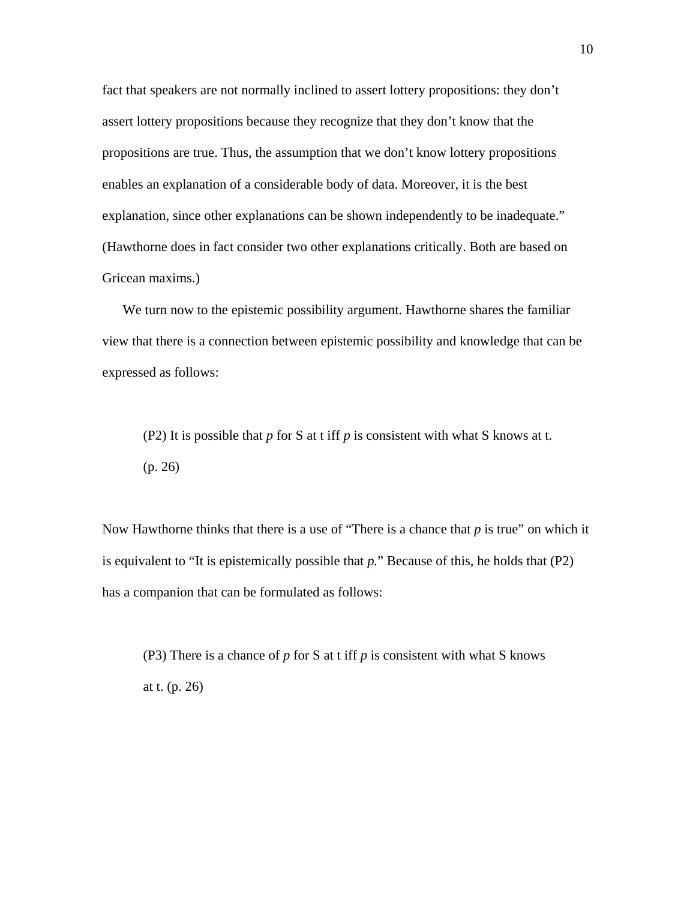fact that speakers are not normally inclined to assert lottery propositions: they don't assert lottery propositions because they recognize that they don't know that the propositions are true. Thus, the assumption that we don't know lottery propositions enables an explanation of a considerable body of data. Moreover, it is the best explanation, since other explanations can be shown independently to be inadequate." (Hawthorne does in fact consider two other explanations critically. Both are based on Gricean maxims.)

We turn now to the epistemic possibility argument. Hawthorne shares the familiar view that there is a connection between epistemic possibility and knowledge that can be expressed as follows:

> (P2) It is possible that *p* for S at t iff *p* is consistent with what S knows at t. (p. 26)

Now Hawthorne thinks that there is a use of "There is a chance that *p* is true" on which it is equivalent to "It is epistemically possible that *p*." Because of this, he holds that (P2) has a companion that can be formulated as follows:

> (P3) There is a chance of *p* for S at t iff *p* is consistent with what S knows at t. (p. 26)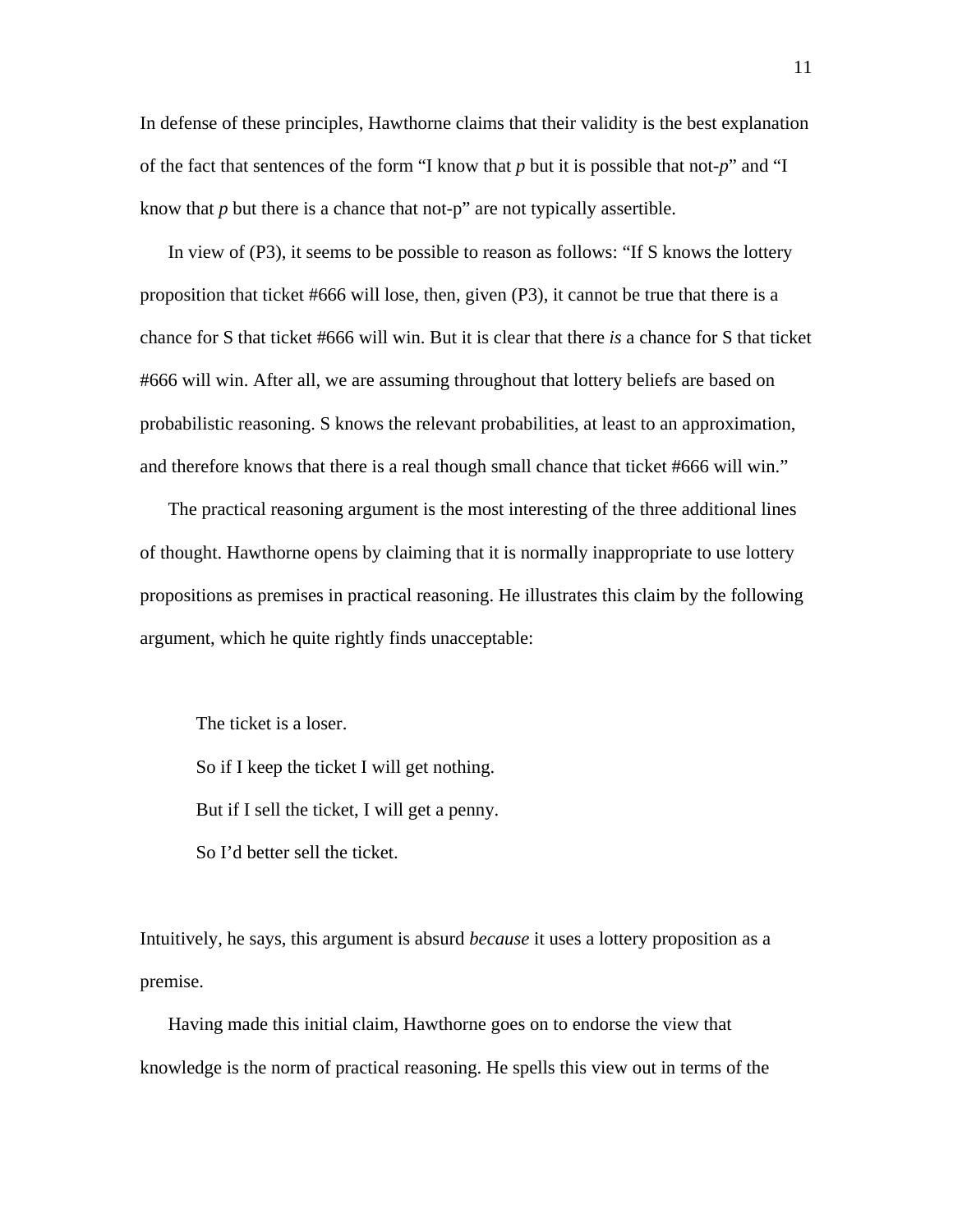In defense of these principles, Hawthorne claims that their validity is the best explanation of the fact that sentences of the form "I know that *p* but it is possible that not-*p*" and "I know that *p* but there is a chance that not-p" are not typically assertible.

In view of (P3), it seems to be possible to reason as follows: "If S knows the lottery proposition that ticket #666 will lose, then, given (P3), it cannot be true that there is a chance for S that ticket #666 will win. But it is clear that there *is* a chance for S that ticket #666 will win. After all, we are assuming throughout that lottery beliefs are based on probabilistic reasoning. S knows the relevant probabilities, at least to an approximation, and therefore knows that there is a real though small chance that ticket #666 will win."

The practical reasoning argument is the most interesting of the three additional lines of thought. Hawthorne opens by claiming that it is normally inappropriate to use lottery propositions as premises in practical reasoning. He illustrates this claim by the following argument, which he quite rightly finds unacceptable:

> The ticket is a loser.
>
> So if I keep the ticket I will get nothing.
>
> But if I sell the ticket, I will get a penny.
>
> So I'd better sell the ticket.

Intuitively, he says, this argument is absurd *because* it uses a lottery proposition as a premise.

Having made this initial claim, Hawthorne goes on to endorse the view that knowledge is the norm of practical reasoning. He spells this view out in terms of the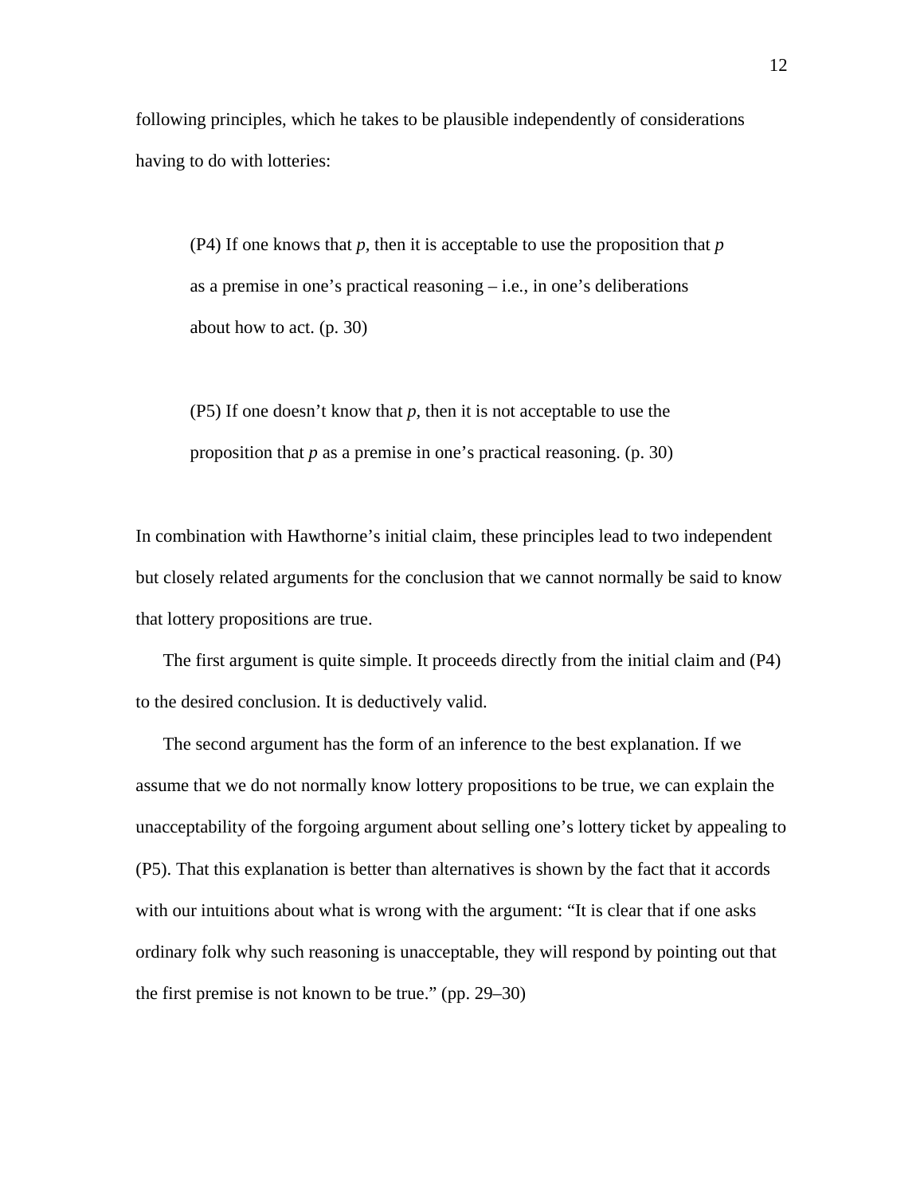following principles, which he takes to be plausible independently of considerations having to do with lotteries:

> (P4) If one knows that *p*, then it is acceptable to use the proposition that *p* as a premise in one's practical reasoning – i.e., in one's deliberations about how to act. (p. 30)

> (P5) If one doesn't know that *p*, then it is not acceptable to use the proposition that *p* as a premise in one's practical reasoning. (p. 30)

In combination with Hawthorne's initial claim, these principles lead to two independent but closely related arguments for the conclusion that we cannot normally be said to know that lottery propositions are true.

The first argument is quite simple. It proceeds directly from the initial claim and (P4) to the desired conclusion. It is deductively valid.

The second argument has the form of an inference to the best explanation. If we assume that we do not normally know lottery propositions to be true, we can explain the unacceptability of the forgoing argument about selling one's lottery ticket by appealing to (P5). That this explanation is better than alternatives is shown by the fact that it accords with our intuitions about what is wrong with the argument: "It is clear that if one asks ordinary folk why such reasoning is unacceptable, they will respond by pointing out that the first premise is not known to be true." (pp. 29–30)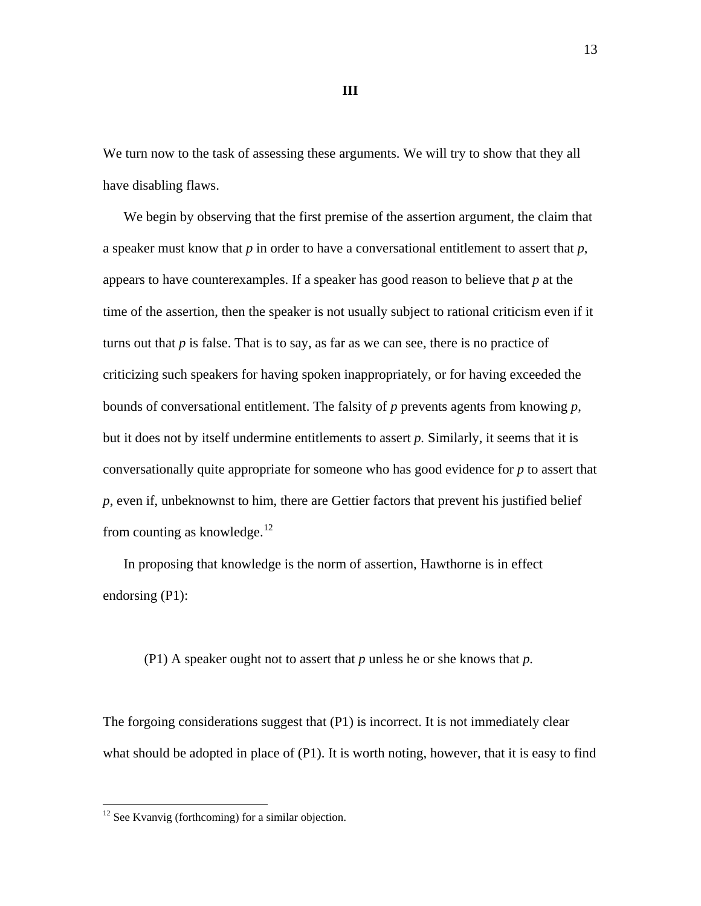## III

We turn now to the task of assessing these arguments. We will try to show that they all have disabling flaws.

We begin by observing that the first premise of the assertion argument, the claim that a speaker must know that *p* in order to have a conversational entitlement to assert that *p*, appears to have counterexamples. If a speaker has good reason to believe that *p* at the time of the assertion, then the speaker is not usually subject to rational criticism even if it turns out that *p* is false. That is to say, as far as we can see, there is no practice of criticizing such speakers for having spoken inappropriately, or for having exceeded the bounds of conversational entitlement. The falsity of *p* prevents agents from knowing *p*, but it does not by itself undermine entitlements to assert *p.* Similarly, it seems that it is conversationally quite appropriate for someone who has good evidence for *p* to assert that *p*, even if, unbeknownst to him, there are Gettier factors that prevent his justified belief from counting as knowledge.[12]

In proposing that knowledge is the norm of assertion, Hawthorne is in effect endorsing (P1):

> (P1) A speaker ought not to assert that *p* unless he or she knows that *p.*

The forgoing considerations suggest that (P1) is incorrect. It is not immediately clear what should be adopted in place of (P1). It is worth noting, however, that it is easy to find

---

[12] See Kvanvig (forthcoming) for a similar objection.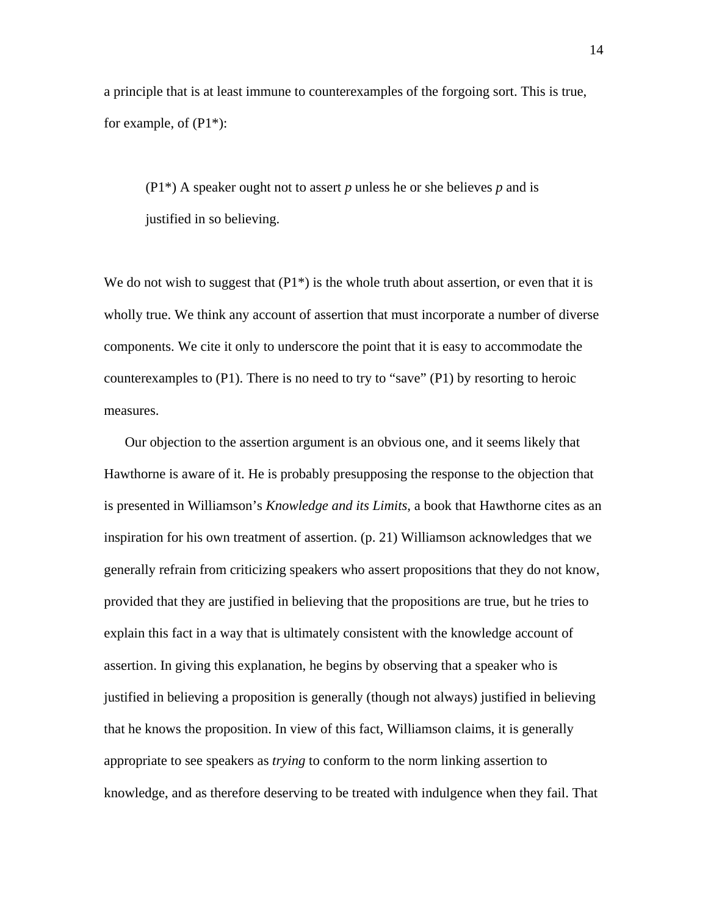a principle that is at least immune to counterexamples of the forgoing sort. This is true, for example, of (P1*):

> (P1*) A speaker ought not to assert *p* unless he or she believes *p* and is justified in so believing.

We do not wish to suggest that (P1*) is the whole truth about assertion, or even that it is wholly true. We think any account of assertion that must incorporate a number of diverse components. We cite it only to underscore the point that it is easy to accommodate the counterexamples to (P1). There is no need to try to "save" (P1) by resorting to heroic measures.

Our objection to the assertion argument is an obvious one, and it seems likely that Hawthorne is aware of it. He is probably presupposing the response to the objection that is presented in Williamson's *Knowledge and its Limits*, a book that Hawthorne cites as an inspiration for his own treatment of assertion. (p. 21) Williamson acknowledges that we generally refrain from criticizing speakers who assert propositions that they do not know, provided that they are justified in believing that the propositions are true, but he tries to explain this fact in a way that is ultimately consistent with the knowledge account of assertion. In giving this explanation, he begins by observing that a speaker who is justified in believing a proposition is generally (though not always) justified in believing that he knows the proposition. In view of this fact, Williamson claims, it is generally appropriate to see speakers as *trying* to conform to the norm linking assertion to knowledge, and as therefore deserving to be treated with indulgence when they fail. That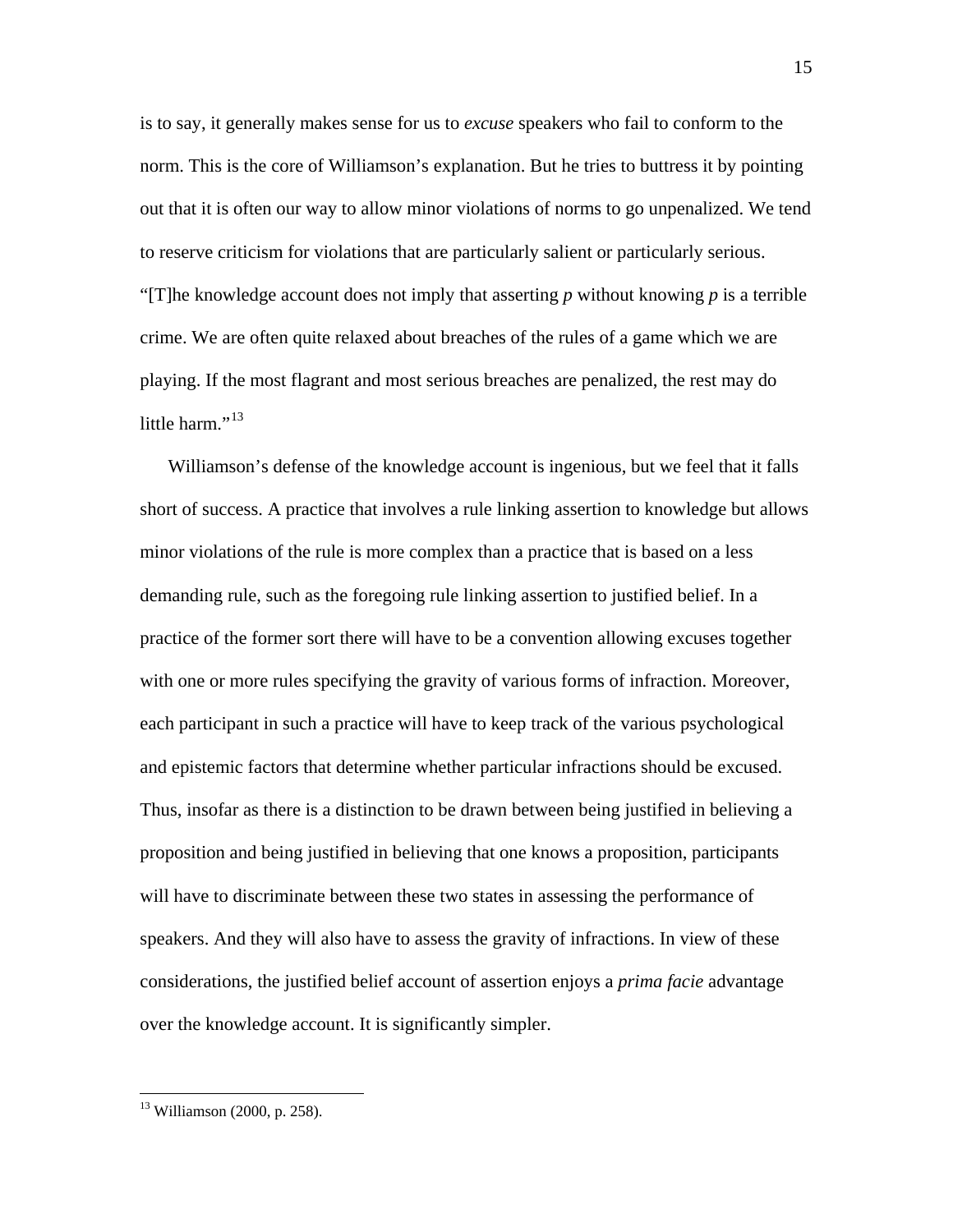is to say, it generally makes sense for us to *excuse* speakers who fail to conform to the norm. This is the core of Williamson's explanation. But he tries to buttress it by pointing out that it is often our way to allow minor violations of norms to go unpenalized. We tend to reserve criticism for violations that are particularly salient or particularly serious. "[T]he knowledge account does not imply that asserting *p* without knowing *p* is a terrible crime. We are often quite relaxed about breaches of the rules of a game which we are playing. If the most flagrant and most serious breaches are penalized, the rest may do little harm."[13]

Williamson's defense of the knowledge account is ingenious, but we feel that it falls short of success. A practice that involves a rule linking assertion to knowledge but allows minor violations of the rule is more complex than a practice that is based on a less demanding rule, such as the foregoing rule linking assertion to justified belief. In a practice of the former sort there will have to be a convention allowing excuses together with one or more rules specifying the gravity of various forms of infraction. Moreover, each participant in such a practice will have to keep track of the various psychological and epistemic factors that determine whether particular infractions should be excused. Thus, insofar as there is a distinction to be drawn between being justified in believing a proposition and being justified in believing that one knows a proposition, participants will have to discriminate between these two states in assessing the performance of speakers. And they will also have to assess the gravity of infractions. In view of these considerations, the justified belief account of assertion enjoys a *prima facie* advantage over the knowledge account. It is significantly simpler.

---

[13] Williamson (2000, p. 258).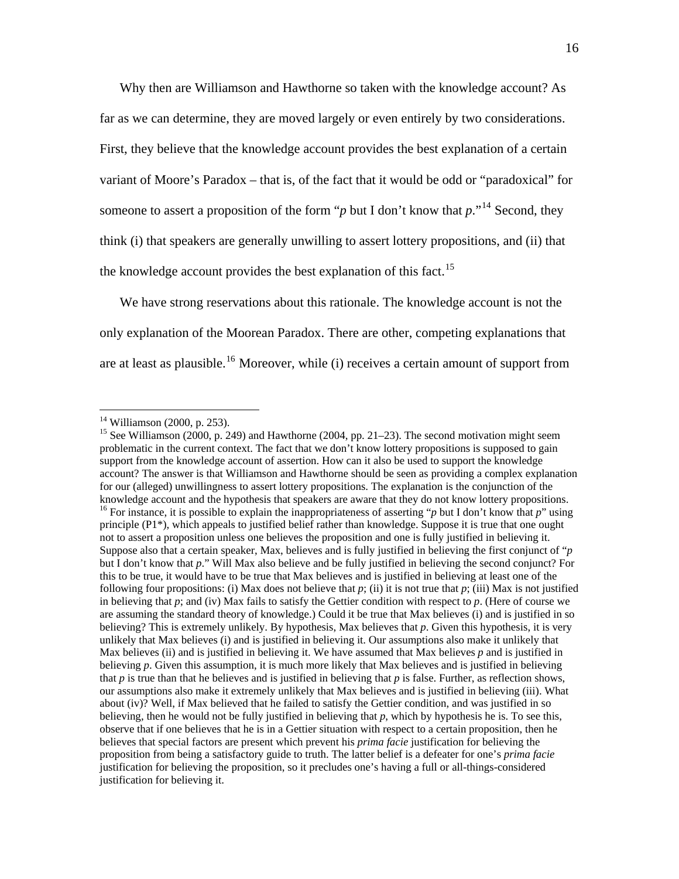Why then are Williamson and Hawthorne so taken with the knowledge account? As far as we can determine, they are moved largely or even entirely by two considerations. First, they believe that the knowledge account provides the best explanation of a certain variant of Moore's Paradox – that is, of the fact that it would be odd or "paradoxical" for someone to assert a proposition of the form "*p* but I don't know that *p*."[14] Second, they think (i) that speakers are generally unwilling to assert lottery propositions, and (ii) that the knowledge account provides the best explanation of this fact.[15]

We have strong reservations about this rationale. The knowledge account is not the only explanation of the Moorean Paradox. There are other, competing explanations that are at least as plausible.[16] Moreover, while (i) receives a certain amount of support from

---

[14] Williamson (2000, p. 253).

[15] See Williamson (2000, p. 249) and Hawthorne (2004, pp. 21–23). The second motivation might seem problematic in the current context. The fact that we don't know lottery propositions is supposed to gain support from the knowledge account of assertion. How can it also be used to support the knowledge account? The answer is that Williamson and Hawthorne should be seen as providing a complex explanation for our (alleged) unwillingness to assert lottery propositions. The explanation is the conjunction of the knowledge account and the hypothesis that speakers are aware that they do not know lottery propositions.

[16] For instance, it is possible to explain the inappropriateness of asserting "*p* but I don't know that *p*" using principle (P1*), which appeals to justified belief rather than knowledge. Suppose it is true that one ought not to assert a proposition unless one believes the proposition and one is fully justified in believing it. Suppose also that a certain speaker, Max, believes and is fully justified in believing the first conjunct of "*p* but I don't know that *p*." Will Max also believe and be fully justified in believing the second conjunct? For this to be true, it would have to be true that Max believes and is justified in believing at least one of the following four propositions: (i) Max does not believe that *p*; (ii) it is not true that *p*; (iii) Max is not justified in believing that *p*; and (iv) Max fails to satisfy the Gettier condition with respect to *p*. (Here of course we are assuming the standard theory of knowledge.) Could it be true that Max believes (i) and is justified in so believing? This is extremely unlikely. By hypothesis, Max believes that *p*. Given this hypothesis, it is very unlikely that Max believes (i) and is justified in believing it. Our assumptions also make it unlikely that Max believes (ii) and is justified in believing it. We have assumed that Max believes *p* and is justified in believing *p*. Given this assumption, it is much more likely that Max believes and is justified in believing that *p* is true than that he believes and is justified in believing that *p* is false. Further, as reflection shows, our assumptions also make it extremely unlikely that Max believes and is justified in believing (iii). What about (iv)? Well, if Max believed that he failed to satisfy the Gettier condition, and was justified in so believing, then he would not be fully justified in believing that *p*, which by hypothesis he is. To see this, observe that if one believes that he is in a Gettier situation with respect to a certain proposition, then he believes that special factors are present which prevent his *prima facie* justification for believing the proposition from being a satisfactory guide to truth. The latter belief is a defeater for one's *prima facie* justification for believing the proposition, so it precludes one's having a full or all-things-considered justification for believing it.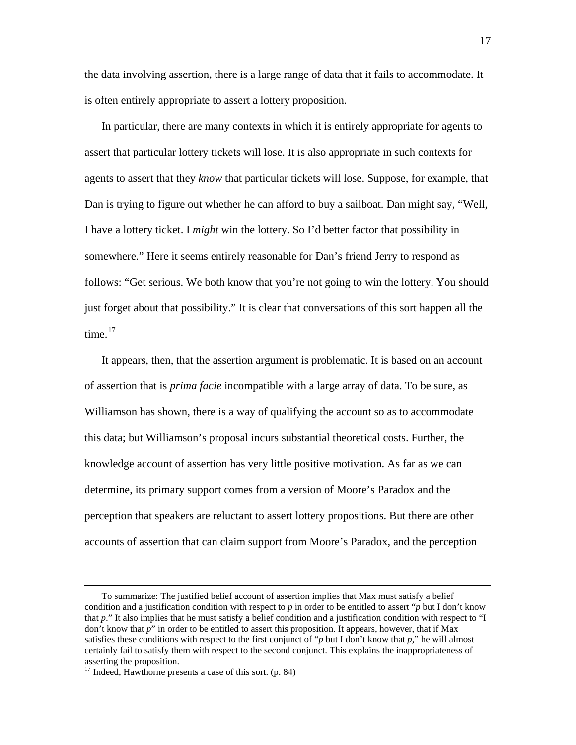the data involving assertion, there is a large range of data that it fails to accommodate. It is often entirely appropriate to assert a lottery proposition.

In particular, there are many contexts in which it is entirely appropriate for agents to assert that particular lottery tickets will lose. It is also appropriate in such contexts for agents to assert that they *know* that particular tickets will lose. Suppose, for example, that Dan is trying to figure out whether he can afford to buy a sailboat. Dan might say, "Well, I have a lottery ticket. I *might* win the lottery. So I'd better factor that possibility in somewhere." Here it seems entirely reasonable for Dan's friend Jerry to respond as follows: "Get serious. We both know that you're not going to win the lottery. You should just forget about that possibility." It is clear that conversations of this sort happen all the time.[17]

It appears, then, that the assertion argument is problematic. It is based on an account of assertion that is *prima facie* incompatible with a large array of data. To be sure, as Williamson has shown, there is a way of qualifying the account so as to accommodate this data; but Williamson's proposal incurs substantial theoretical costs. Further, the knowledge account of assertion has very little positive motivation. As far as we can determine, its primary support comes from a version of Moore's Paradox and the perception that speakers are reluctant to assert lottery propositions. But there are other accounts of assertion that can claim support from Moore's Paradox, and the perception

---

To summarize: The justified belief account of assertion implies that Max must satisfy a belief condition and a justification condition with respect to *p* in order to be entitled to assert "*p* but I don't know that *p*." It also implies that he must satisfy a belief condition and a justification condition with respect to "I don't know that *p*" in order to be entitled to assert this proposition. It appears, however, that if Max satisfies these conditions with respect to the first conjunct of "*p* but I don't know that *p*," he will almost certainly fail to satisfy them with respect to the second conjunct. This explains the inappropriateness of asserting the proposition.

[17] Indeed, Hawthorne presents a case of this sort. (p. 84)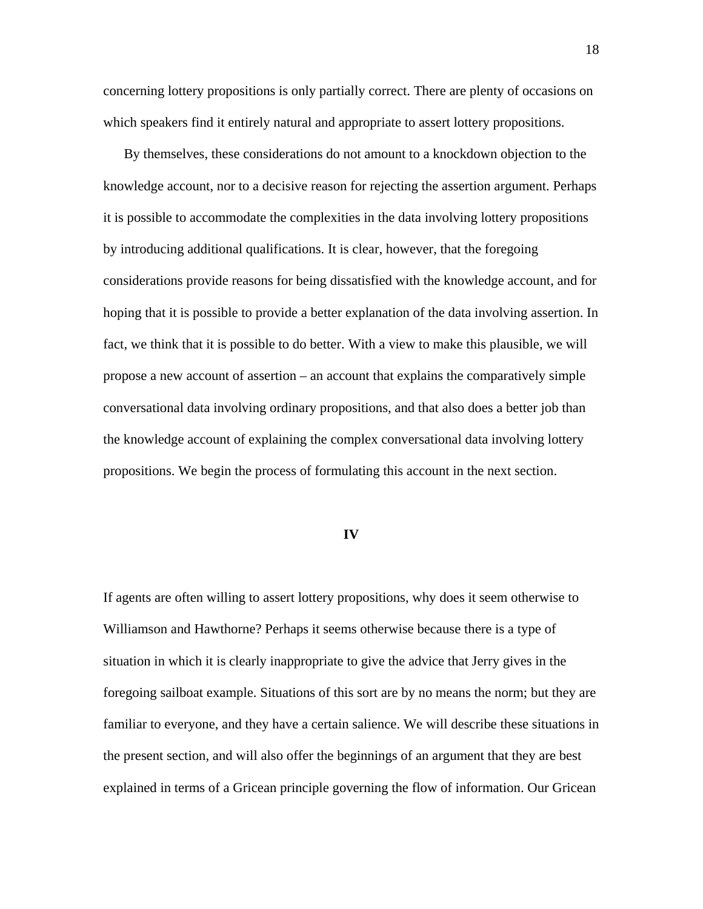concerning lottery propositions is only partially correct. There are plenty of occasions on which speakers find it entirely natural and appropriate to assert lottery propositions.

By themselves, these considerations do not amount to a knockdown objection to the knowledge account, nor to a decisive reason for rejecting the assertion argument. Perhaps it is possible to accommodate the complexities in the data involving lottery propositions by introducing additional qualifications. It is clear, however, that the foregoing considerations provide reasons for being dissatisfied with the knowledge account, and for hoping that it is possible to provide a better explanation of the data involving assertion. In fact, we think that it is possible to do better. With a view to make this plausible, we will propose a new account of assertion – an account that explains the comparatively simple conversational data involving ordinary propositions, and that also does a better job than the knowledge account of explaining the complex conversational data involving lottery propositions. We begin the process of formulating this account in the next section.

## IV

If agents are often willing to assert lottery propositions, why does it seem otherwise to Williamson and Hawthorne? Perhaps it seems otherwise because there is a type of situation in which it is clearly inappropriate to give the advice that Jerry gives in the foregoing sailboat example. Situations of this sort are by no means the norm; but they are familiar to everyone, and they have a certain salience. We will describe these situations in the present section, and will also offer the beginnings of an argument that they are best explained in terms of a Gricean principle governing the flow of information. Our Gricean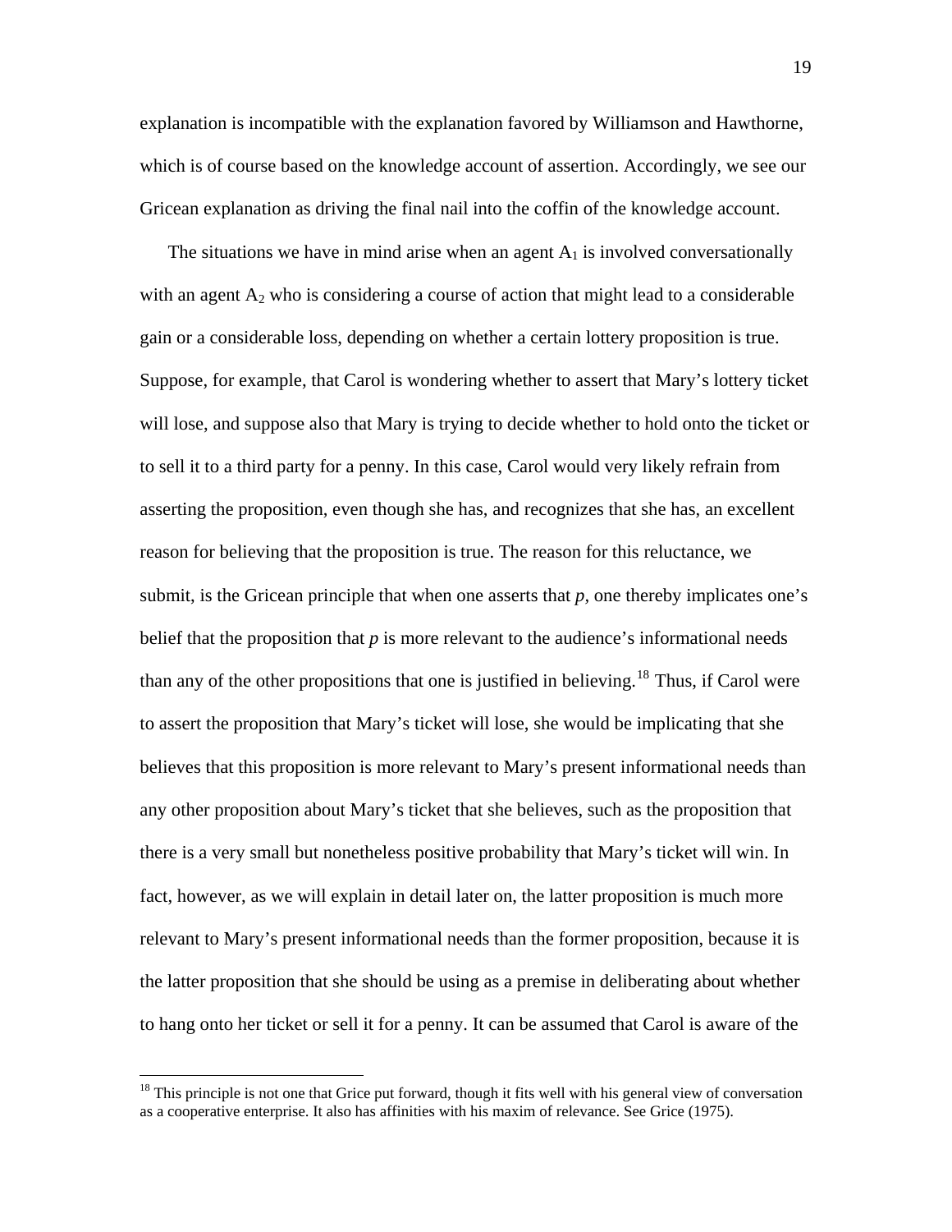explanation is incompatible with the explanation favored by Williamson and Hawthorne, which is of course based on the knowledge account of assertion. Accordingly, we see our Gricean explanation as driving the final nail into the coffin of the knowledge account.

The situations we have in mind arise when an agent $A_1$ is involved conversationally with an agent $A_2$ who is considering a course of action that might lead to a considerable gain or a considerable loss, depending on whether a certain lottery proposition is true. Suppose, for example, that Carol is wondering whether to assert that Mary's lottery ticket will lose, and suppose also that Mary is trying to decide whether to hold onto the ticket or to sell it to a third party for a penny. In this case, Carol would very likely refrain from asserting the proposition, even though she has, and recognizes that she has, an excellent reason for believing that the proposition is true. The reason for this reluctance, we submit, is the Gricean principle that when one asserts that *p*, one thereby implicates one's belief that the proposition that *p* is more relevant to the audience's informational needs than any of the other propositions that one is justified in believing.[18] Thus, if Carol were to assert the proposition that Mary's ticket will lose, she would be implicating that she believes that this proposition is more relevant to Mary's present informational needs than any other proposition about Mary's ticket that she believes, such as the proposition that there is a very small but nonetheless positive probability that Mary's ticket will win. In fact, however, as we will explain in detail later on, the latter proposition is much more relevant to Mary's present informational needs than the former proposition, because it is the latter proposition that she should be using as a premise in deliberating about whether to hang onto her ticket or sell it for a penny. It can be assumed that Carol is aware of the

[18] This principle is not one that Grice put forward, though it fits well with his general view of conversation as a cooperative enterprise. It also has affinities with his maxim of relevance. See Grice (1975).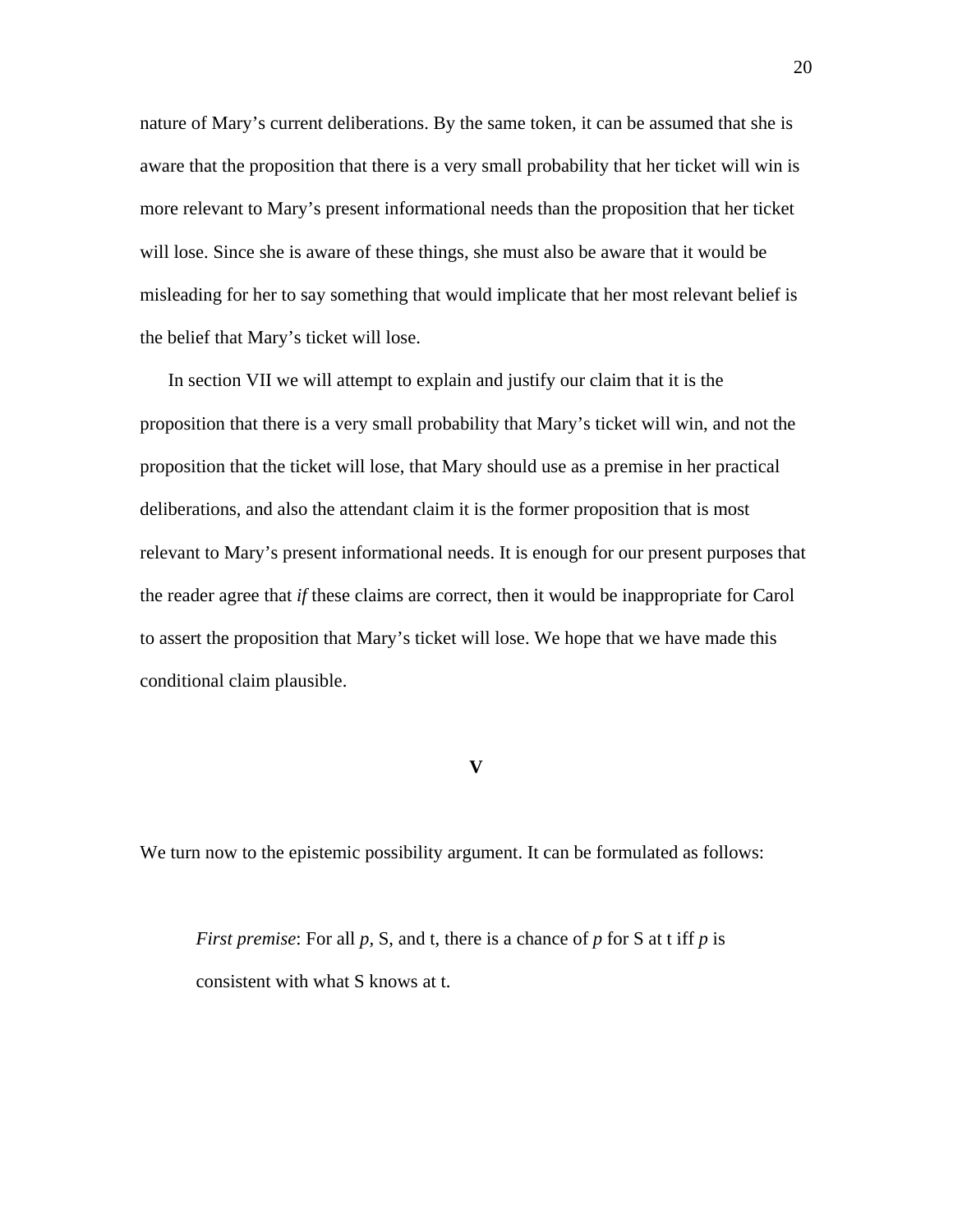nature of Mary's current deliberations. By the same token, it can be assumed that she is aware that the proposition that there is a very small probability that her ticket will win is more relevant to Mary's present informational needs than the proposition that her ticket will lose. Since she is aware of these things, she must also be aware that it would be misleading for her to say something that would implicate that her most relevant belief is the belief that Mary's ticket will lose.

In section VII we will attempt to explain and justify our claim that it is the proposition that there is a very small probability that Mary's ticket will win, and not the proposition that the ticket will lose, that Mary should use as a premise in her practical deliberations, and also the attendant claim it is the former proposition that is most relevant to Mary's present informational needs. It is enough for our present purposes that the reader agree that *if* these claims are correct, then it would be inappropriate for Carol to assert the proposition that Mary's ticket will lose. We hope that we have made this conditional claim plausible.

## V

We turn now to the epistemic possibility argument. It can be formulated as follows:

> *First premise*: For all *p,* S, and t, there is a chance of *p* for S at t iff *p* is consistent with what S knows at t.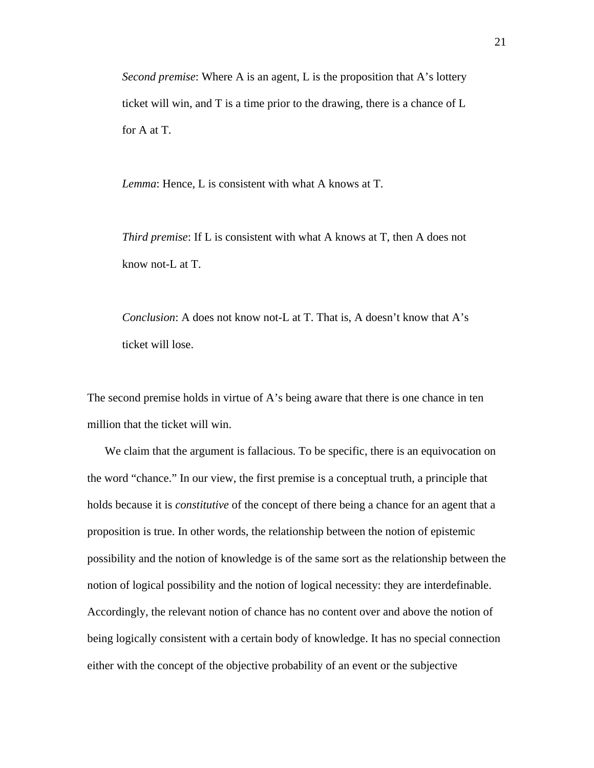> *Second premise*: Where A is an agent, L is the proposition that A's lottery ticket will win, and T is a time prior to the drawing, there is a chance of L for A at T.
>
> *Lemma*: Hence, L is consistent with what A knows at T.
>
> *Third premise*: If L is consistent with what A knows at T, then A does not know not-L at T.
>
> *Conclusion*: A does not know not-L at T. That is, A doesn't know that A's ticket will lose.

The second premise holds in virtue of A's being aware that there is one chance in ten million that the ticket will win.

We claim that the argument is fallacious. To be specific, there is an equivocation on the word "chance." In our view, the first premise is a conceptual truth, a principle that holds because it is *constitutive* of the concept of there being a chance for an agent that a proposition is true. In other words, the relationship between the notion of epistemic possibility and the notion of knowledge is of the same sort as the relationship between the notion of logical possibility and the notion of logical necessity: they are interdefinable. Accordingly, the relevant notion of chance has no content over and above the notion of being logically consistent with a certain body of knowledge. It has no special connection either with the concept of the objective probability of an event or the subjective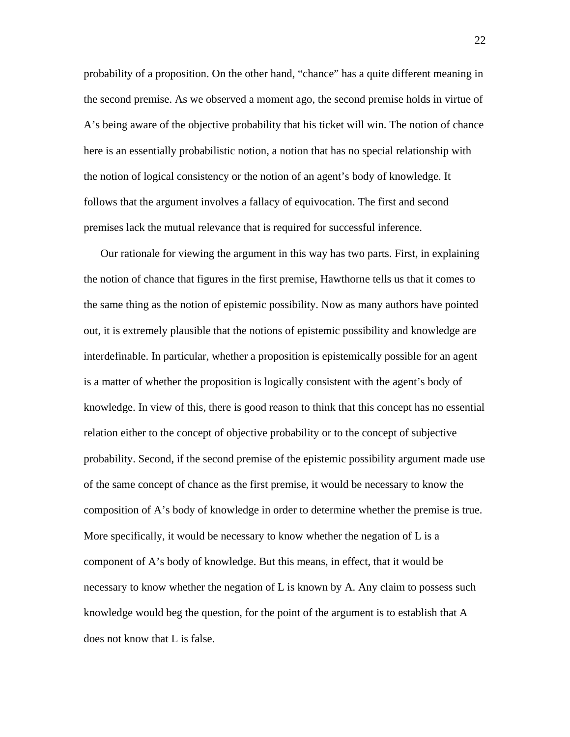probability of a proposition. On the other hand, "chance" has a quite different meaning in the second premise. As we observed a moment ago, the second premise holds in virtue of A's being aware of the objective probability that his ticket will win. The notion of chance here is an essentially probabilistic notion, a notion that has no special relationship with the notion of logical consistency or the notion of an agent's body of knowledge. It follows that the argument involves a fallacy of equivocation. The first and second premises lack the mutual relevance that is required for successful inference.

Our rationale for viewing the argument in this way has two parts. First, in explaining the notion of chance that figures in the first premise, Hawthorne tells us that it comes to the same thing as the notion of epistemic possibility. Now as many authors have pointed out, it is extremely plausible that the notions of epistemic possibility and knowledge are interdefinable. In particular, whether a proposition is epistemically possible for an agent is a matter of whether the proposition is logically consistent with the agent's body of knowledge. In view of this, there is good reason to think that this concept has no essential relation either to the concept of objective probability or to the concept of subjective probability. Second, if the second premise of the epistemic possibility argument made use of the same concept of chance as the first premise, it would be necessary to know the composition of A's body of knowledge in order to determine whether the premise is true. More specifically, it would be necessary to know whether the negation of L is a component of A's body of knowledge. But this means, in effect, that it would be necessary to know whether the negation of L is known by A. Any claim to possess such knowledge would beg the question, for the point of the argument is to establish that A does not know that L is false.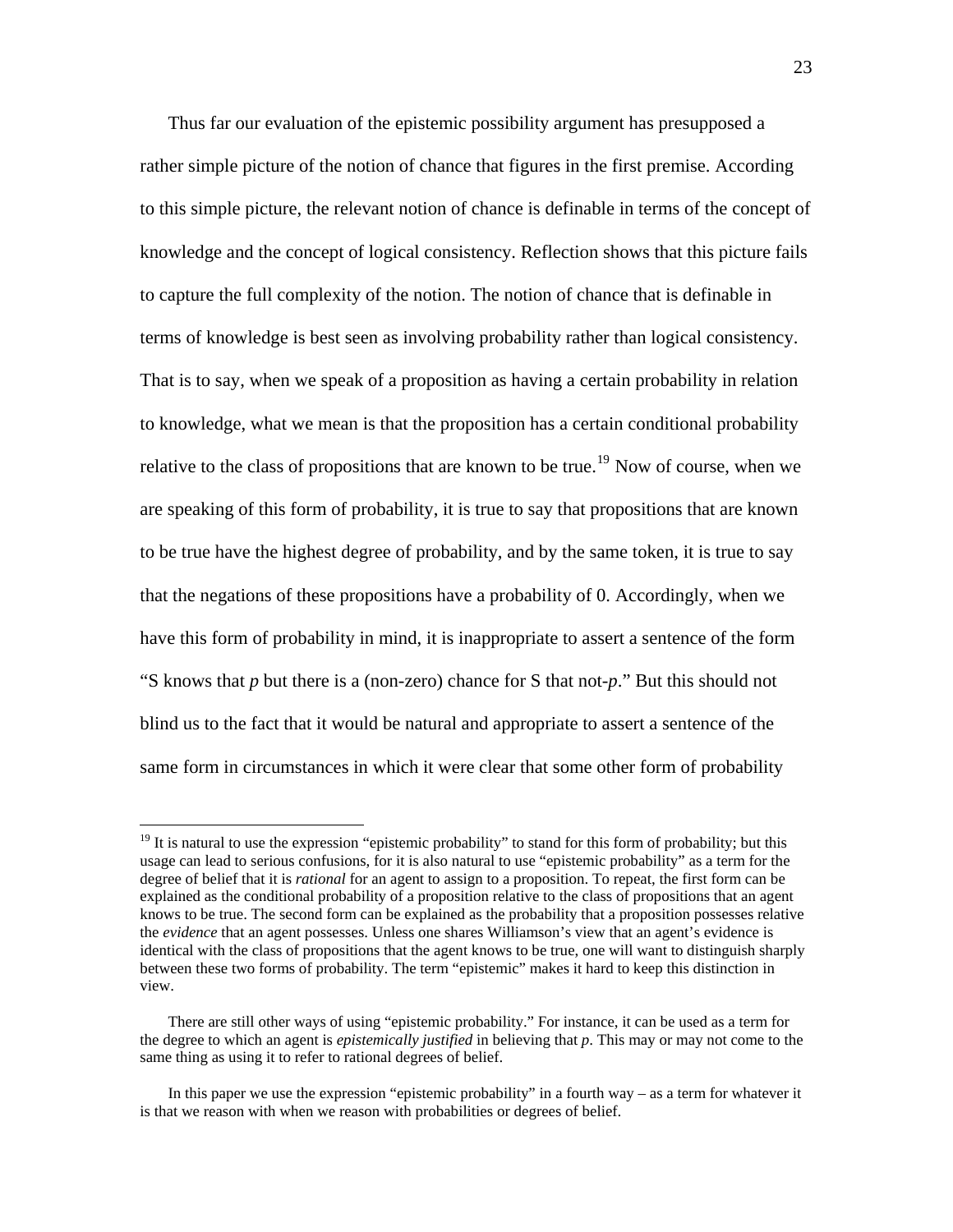Thus far our evaluation of the epistemic possibility argument has presupposed a rather simple picture of the notion of chance that figures in the first premise. According to this simple picture, the relevant notion of chance is definable in terms of the concept of knowledge and the concept of logical consistency. Reflection shows that this picture fails to capture the full complexity of the notion. The notion of chance that is definable in terms of knowledge is best seen as involving probability rather than logical consistency. That is to say, when we speak of a proposition as having a certain probability in relation to knowledge, what we mean is that the proposition has a certain conditional probability relative to the class of propositions that are known to be true.[19] Now of course, when we are speaking of this form of probability, it is true to say that propositions that are known to be true have the highest degree of probability, and by the same token, it is true to say that the negations of these propositions have a probability of 0. Accordingly, when we have this form of probability in mind, it is inappropriate to assert a sentence of the form "S knows that *p* but there is a (non-zero) chance for S that not-*p*." But this should not blind us to the fact that it would be natural and appropriate to assert a sentence of the same form in circumstances in which it were clear that some other form of probability

---

[19] It is natural to use the expression "epistemic probability" to stand for this form of probability; but this usage can lead to serious confusions, for it is also natural to use "epistemic probability" as a term for the degree of belief that it is *rational* for an agent to assign to a proposition. To repeat, the first form can be explained as the conditional probability of a proposition relative to the class of propositions that an agent knows to be true. The second form can be explained as the probability that a proposition possesses relative the *evidence* that an agent possesses. Unless one shares Williamson's view that an agent's evidence is identical with the class of propositions that the agent knows to be true, one will want to distinguish sharply between these two forms of probability. The term "epistemic" makes it hard to keep this distinction in view.

There are still other ways of using "epistemic probability." For instance, it can be used as a term for the degree to which an agent is *epistemically justified* in believing that *p*. This may or may not come to the same thing as using it to refer to rational degrees of belief.

In this paper we use the expression "epistemic probability" in a fourth way – as a term for whatever it is that we reason with when we reason with probabilities or degrees of belief.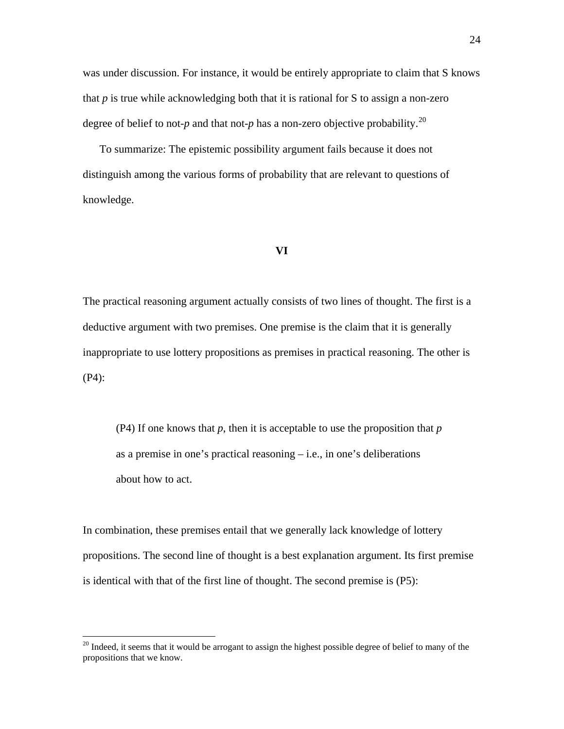was under discussion. For instance, it would be entirely appropriate to claim that S knows that *p* is true while acknowledging both that it is rational for S to assign a non-zero degree of belief to not-*p* and that not-*p* has a non-zero objective probability.[20]

To summarize: The epistemic possibility argument fails because it does not distinguish among the various forms of probability that are relevant to questions of knowledge.

## VI

The practical reasoning argument actually consists of two lines of thought. The first is a deductive argument with two premises. One premise is the claim that it is generally inappropriate to use lottery propositions as premises in practical reasoning. The other is (P4):

> (P4) If one knows that *p*, then it is acceptable to use the proposition that *p* as a premise in one's practical reasoning – i.e., in one's deliberations about how to act.

In combination, these premises entail that we generally lack knowledge of lottery propositions. The second line of thought is a best explanation argument. Its first premise is identical with that of the first line of thought. The second premise is (P5):

---

[20] Indeed, it seems that it would be arrogant to assign the highest possible degree of belief to many of the propositions that we know.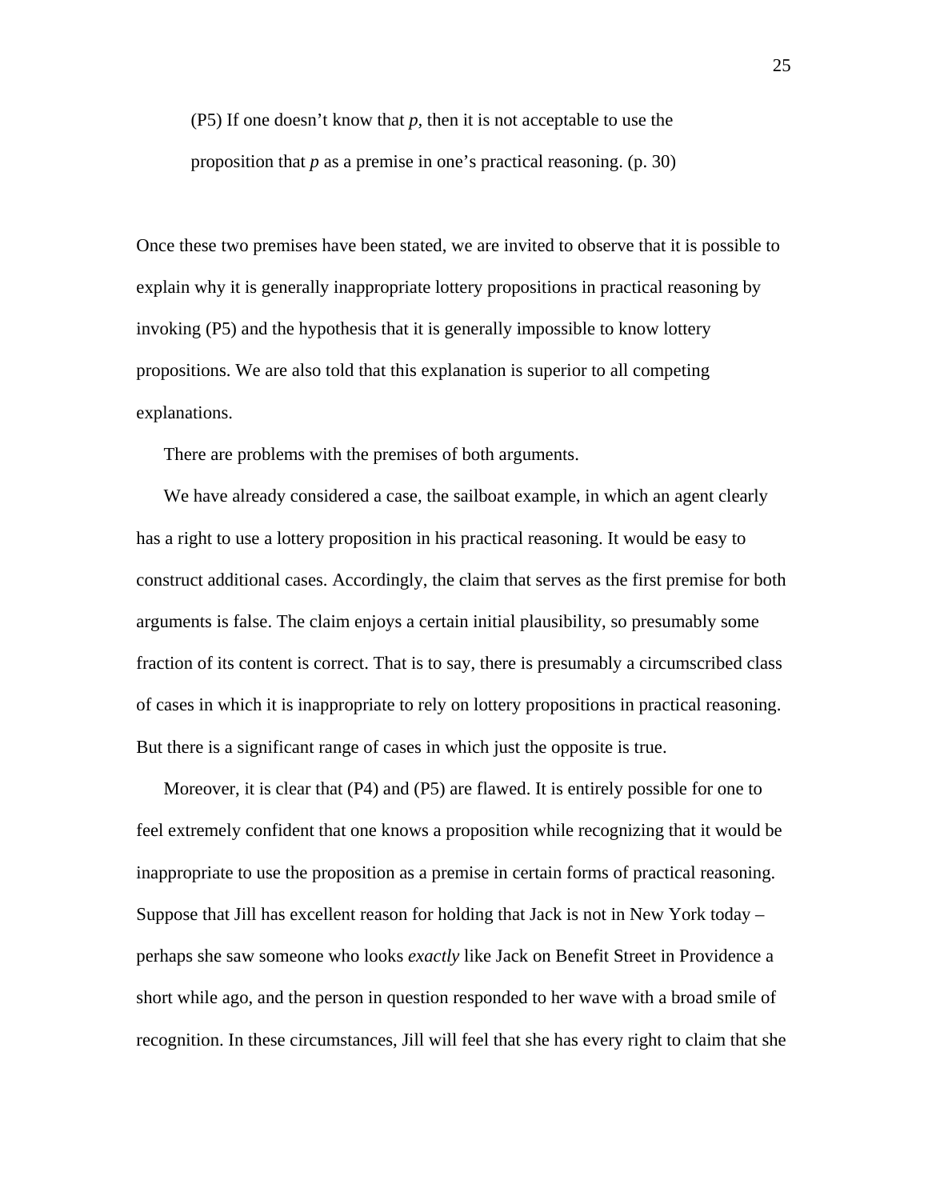> (P5) If one doesn't know that *p*, then it is not acceptable to use the proposition that *p* as a premise in one's practical reasoning. (p. 30)

Once these two premises have been stated, we are invited to observe that it is possible to explain why it is generally inappropriate lottery propositions in practical reasoning by invoking (P5) and the hypothesis that it is generally impossible to know lottery propositions. We are also told that this explanation is superior to all competing explanations.

There are problems with the premises of both arguments.

We have already considered a case, the sailboat example, in which an agent clearly has a right to use a lottery proposition in his practical reasoning. It would be easy to construct additional cases. Accordingly, the claim that serves as the first premise for both arguments is false. The claim enjoys a certain initial plausibility, so presumably some fraction of its content is correct. That is to say, there is presumably a circumscribed class of cases in which it is inappropriate to rely on lottery propositions in practical reasoning. But there is a significant range of cases in which just the opposite is true.

Moreover, it is clear that (P4) and (P5) are flawed. It is entirely possible for one to feel extremely confident that one knows a proposition while recognizing that it would be inappropriate to use the proposition as a premise in certain forms of practical reasoning. Suppose that Jill has excellent reason for holding that Jack is not in New York today – perhaps she saw someone who looks *exactly* like Jack on Benefit Street in Providence a short while ago, and the person in question responded to her wave with a broad smile of recognition. In these circumstances, Jill will feel that she has every right to claim that she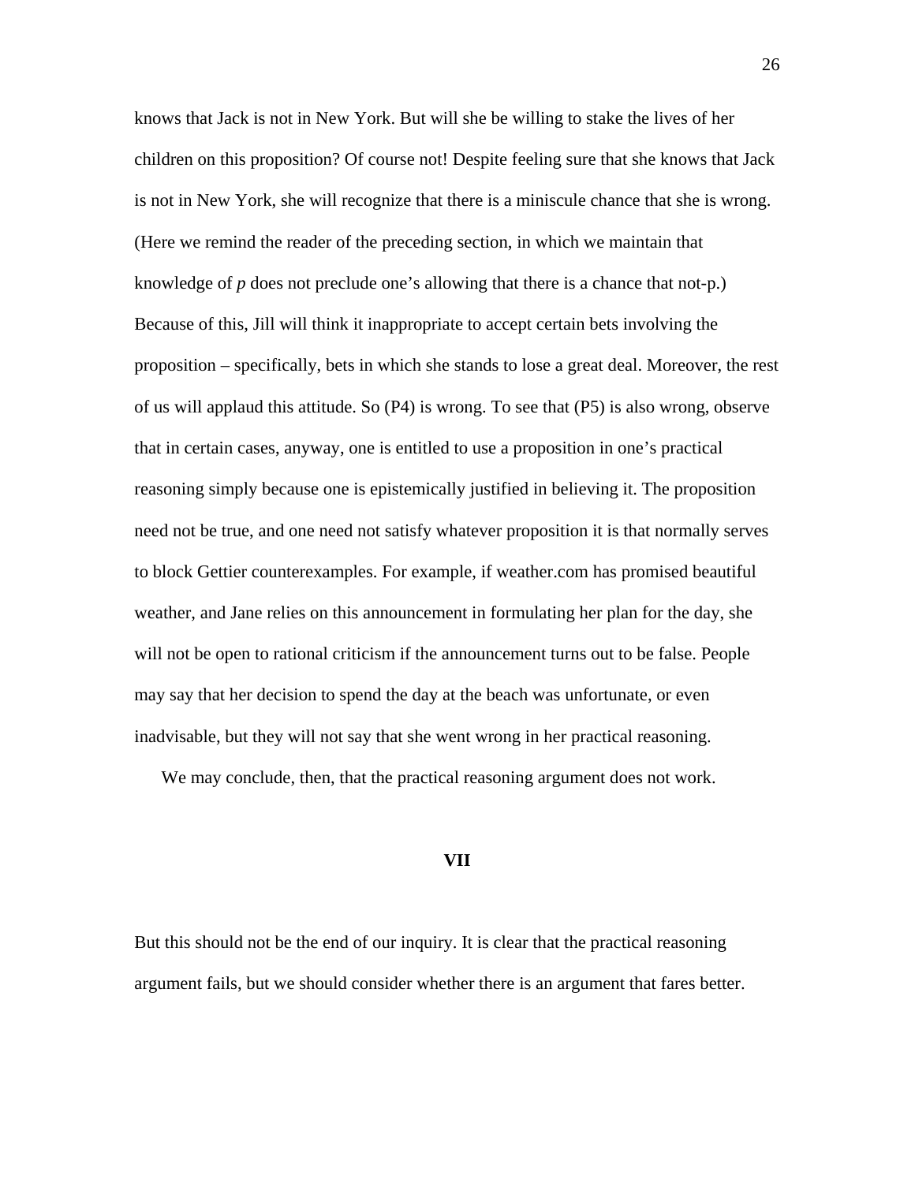knows that Jack is not in New York. But will she be willing to stake the lives of her children on this proposition? Of course not! Despite feeling sure that she knows that Jack is not in New York, she will recognize that there is a miniscule chance that she is wrong. (Here we remind the reader of the preceding section, in which we maintain that knowledge of *p* does not preclude one's allowing that there is a chance that not-p.) Because of this, Jill will think it inappropriate to accept certain bets involving the proposition – specifically, bets in which she stands to lose a great deal. Moreover, the rest of us will applaud this attitude. So (P4) is wrong. To see that (P5) is also wrong, observe that in certain cases, anyway, one is entitled to use a proposition in one's practical reasoning simply because one is epistemically justified in believing it. The proposition need not be true, and one need not satisfy whatever proposition it is that normally serves to block Gettier counterexamples. For example, if weather.com has promised beautiful weather, and Jane relies on this announcement in formulating her plan for the day, she will not be open to rational criticism if the announcement turns out to be false. People may say that her decision to spend the day at the beach was unfortunate, or even inadvisable, but they will not say that she went wrong in her practical reasoning.

We may conclude, then, that the practical reasoning argument does not work.

## VII

But this should not be the end of our inquiry. It is clear that the practical reasoning argument fails, but we should consider whether there is an argument that fares better.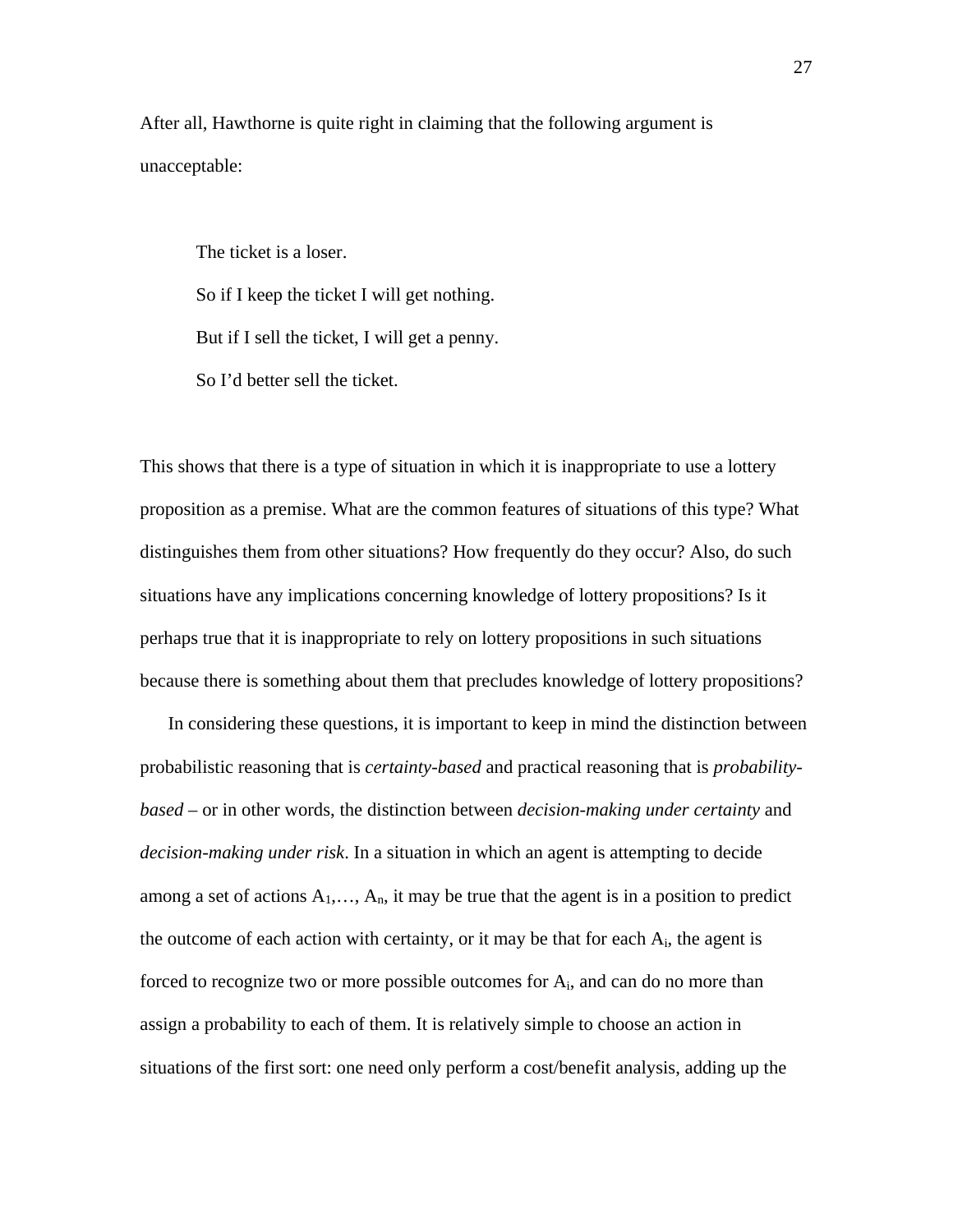After all, Hawthorne is quite right in claiming that the following argument is unacceptable:

> The ticket is a loser.
>
> So if I keep the ticket I will get nothing.
>
> But if I sell the ticket, I will get a penny.
>
> So I'd better sell the ticket.

This shows that there is a type of situation in which it is inappropriate to use a lottery proposition as a premise. What are the common features of situations of this type? What distinguishes them from other situations? How frequently do they occur? Also, do such situations have any implications concerning knowledge of lottery propositions? Is it perhaps true that it is inappropriate to rely on lottery propositions in such situations because there is something about them that precludes knowledge of lottery propositions?

In considering these questions, it is important to keep in mind the distinction between probabilistic reasoning that is *certainty-based* and practical reasoning that is *probability-based* – or in other words, the distinction between *decision-making under certainty* and *decision-making under risk*. In a situation in which an agent is attempting to decide among a set of actions $A_1, \ldots, A_n$, it may be true that the agent is in a position to predict the outcome of each action with certainty, or it may be that for each $A_i$, the agent is forced to recognize two or more possible outcomes for $A_i$, and can do no more than assign a probability to each of them. It is relatively simple to choose an action in situations of the first sort: one need only perform a cost/benefit analysis, adding up the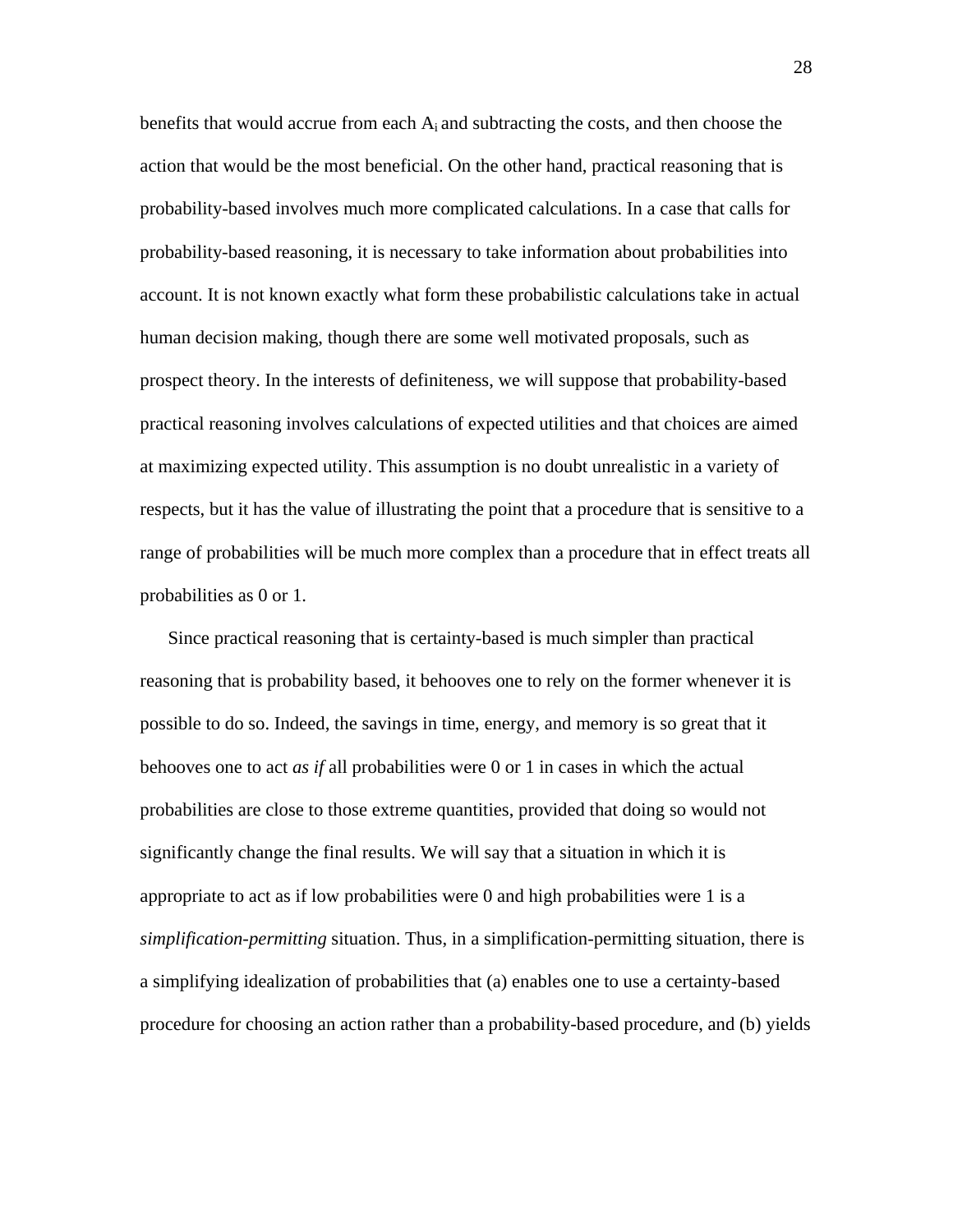benefits that would accrue from each $A_i$ and subtracting the costs, and then choose the action that would be the most beneficial. On the other hand, practical reasoning that is probability-based involves much more complicated calculations. In a case that calls for probability-based reasoning, it is necessary to take information about probabilities into account. It is not known exactly what form these probabilistic calculations take in actual human decision making, though there are some well motivated proposals, such as prospect theory. In the interests of definiteness, we will suppose that probability-based practical reasoning involves calculations of expected utilities and that choices are aimed at maximizing expected utility. This assumption is no doubt unrealistic in a variety of respects, but it has the value of illustrating the point that a procedure that is sensitive to a range of probabilities will be much more complex than a procedure that in effect treats all probabilities as 0 or 1.

Since practical reasoning that is certainty-based is much simpler than practical reasoning that is probability based, it behooves one to rely on the former whenever it is possible to do so. Indeed, the savings in time, energy, and memory is so great that it behooves one to act *as if* all probabilities were 0 or 1 in cases in which the actual probabilities are close to those extreme quantities, provided that doing so would not significantly change the final results. We will say that a situation in which it is appropriate to act as if low probabilities were 0 and high probabilities were 1 is a *simplification-permitting* situation. Thus, in a simplification-permitting situation, there is a simplifying idealization of probabilities that (a) enables one to use a certainty-based procedure for choosing an action rather than a probability-based procedure, and (b) yields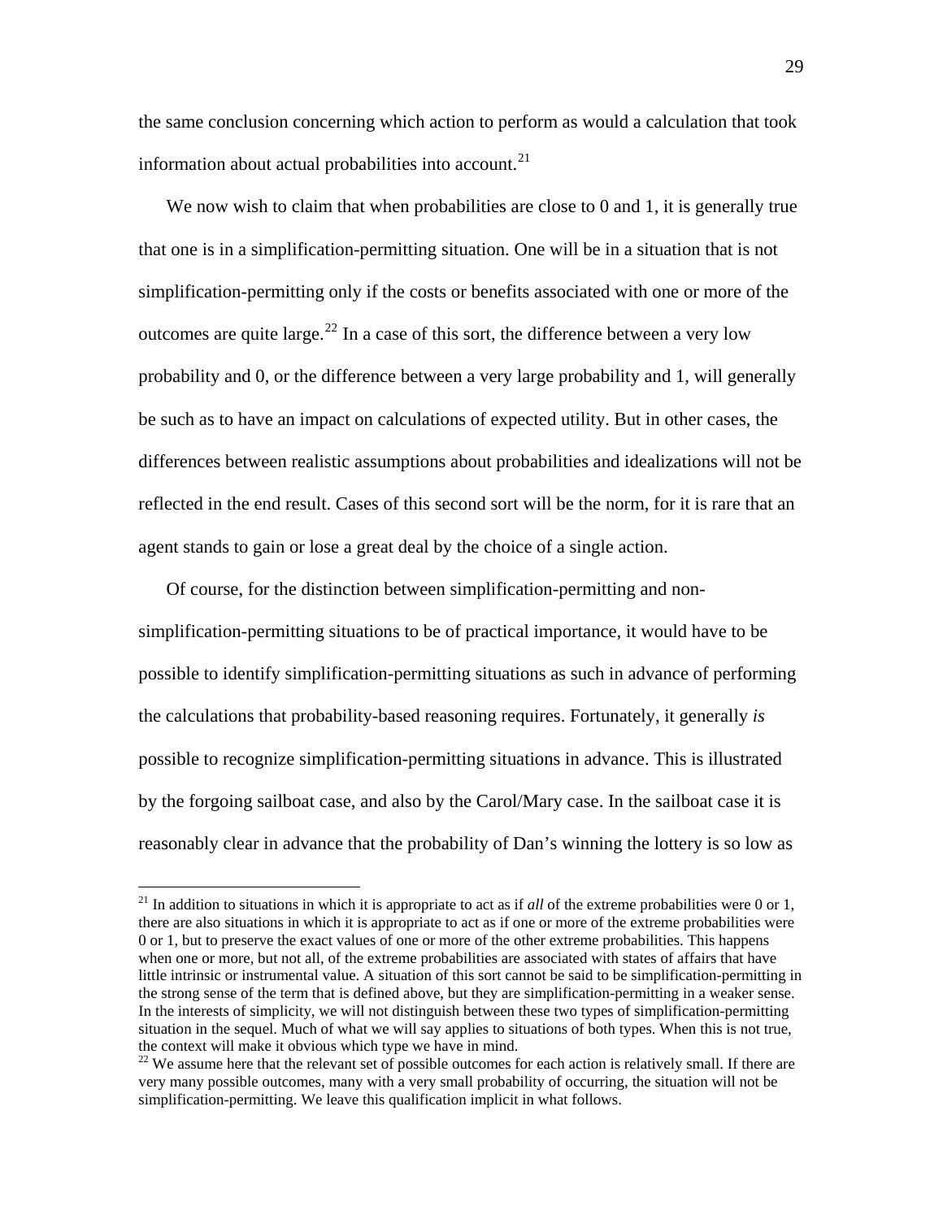the same conclusion concerning which action to perform as would a calculation that took information about actual probabilities into account.[21]

We now wish to claim that when probabilities are close to 0 and 1, it is generally true that one is in a simplification-permitting situation. One will be in a situation that is not simplification-permitting only if the costs or benefits associated with one or more of the outcomes are quite large.[22] In a case of this sort, the difference between a very low probability and 0, or the difference between a very large probability and 1, will generally be such as to have an impact on calculations of expected utility. But in other cases, the differences between realistic assumptions about probabilities and idealizations will not be reflected in the end result. Cases of this second sort will be the norm, for it is rare that an agent stands to gain or lose a great deal by the choice of a single action.

Of course, for the distinction between simplification-permitting and non-simplification-permitting situations to be of practical importance, it would have to be possible to identify simplification-permitting situations as such in advance of performing the calculations that probability-based reasoning requires. Fortunately, it generally *is* possible to recognize simplification-permitting situations in advance. This is illustrated by the forgoing sailboat case, and also by the Carol/Mary case. In the sailboat case it is reasonably clear in advance that the probability of Dan's winning the lottery is so low as

---

[21] In addition to situations in which it is appropriate to act as if *all* of the extreme probabilities were 0 or 1, there are also situations in which it is appropriate to act as if one or more of the extreme probabilities were 0 or 1, but to preserve the exact values of one or more of the other extreme probabilities. This happens when one or more, but not all, of the extreme probabilities are associated with states of affairs that have little intrinsic or instrumental value. A situation of this sort cannot be said to be simplification-permitting in the strong sense of the term that is defined above, but they are simplification-permitting in a weaker sense. In the interests of simplicity, we will not distinguish between these two types of simplification-permitting situation in the sequel. Much of what we will say applies to situations of both types. When this is not true, the context will make it obvious which type we have in mind.

[22] We assume here that the relevant set of possible outcomes for each action is relatively small. If there are very many possible outcomes, many with a very small probability of occurring, the situation will not be simplification-permitting. We leave this qualification implicit in what follows.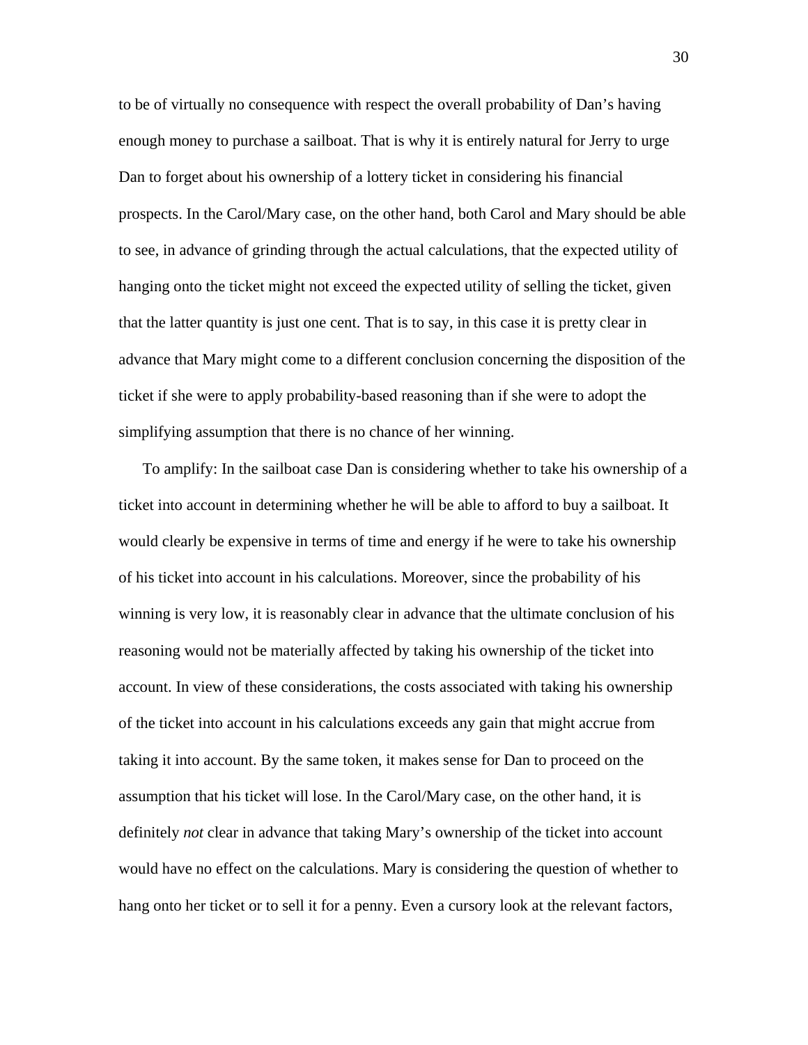to be of virtually no consequence with respect the overall probability of Dan's having enough money to purchase a sailboat. That is why it is entirely natural for Jerry to urge Dan to forget about his ownership of a lottery ticket in considering his financial prospects. In the Carol/Mary case, on the other hand, both Carol and Mary should be able to see, in advance of grinding through the actual calculations, that the expected utility of hanging onto the ticket might not exceed the expected utility of selling the ticket, given that the latter quantity is just one cent. That is to say, in this case it is pretty clear in advance that Mary might come to a different conclusion concerning the disposition of the ticket if she were to apply probability-based reasoning than if she were to adopt the simplifying assumption that there is no chance of her winning.

To amplify: In the sailboat case Dan is considering whether to take his ownership of a ticket into account in determining whether he will be able to afford to buy a sailboat. It would clearly be expensive in terms of time and energy if he were to take his ownership of his ticket into account in his calculations. Moreover, since the probability of his winning is very low, it is reasonably clear in advance that the ultimate conclusion of his reasoning would not be materially affected by taking his ownership of the ticket into account. In view of these considerations, the costs associated with taking his ownership of the ticket into account in his calculations exceeds any gain that might accrue from taking it into account. By the same token, it makes sense for Dan to proceed on the assumption that his ticket will lose. In the Carol/Mary case, on the other hand, it is definitely *not* clear in advance that taking Mary's ownership of the ticket into account would have no effect on the calculations. Mary is considering the question of whether to hang onto her ticket or to sell it for a penny. Even a cursory look at the relevant factors,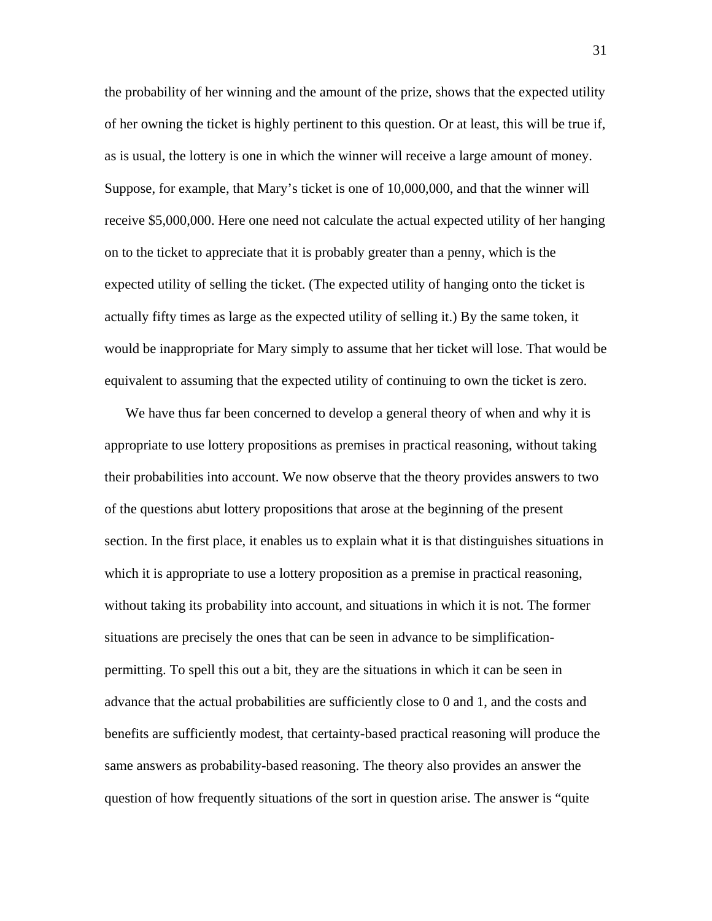the probability of her winning and the amount of the prize, shows that the expected utility of her owning the ticket is highly pertinent to this question. Or at least, this will be true if, as is usual, the lottery is one in which the winner will receive a large amount of money. Suppose, for example, that Mary's ticket is one of 10,000,000, and that the winner will receive $5,000,000. Here one need not calculate the actual expected utility of her hanging on to the ticket to appreciate that it is probably greater than a penny, which is the expected utility of selling the ticket. (The expected utility of hanging onto the ticket is actually fifty times as large as the expected utility of selling it.) By the same token, it would be inappropriate for Mary simply to assume that her ticket will lose. That would be equivalent to assuming that the expected utility of continuing to own the ticket is zero.

We have thus far been concerned to develop a general theory of when and why it is appropriate to use lottery propositions as premises in practical reasoning, without taking their probabilities into account. We now observe that the theory provides answers to two of the questions abut lottery propositions that arose at the beginning of the present section. In the first place, it enables us to explain what it is that distinguishes situations in which it is appropriate to use a lottery proposition as a premise in practical reasoning, without taking its probability into account, and situations in which it is not. The former situations are precisely the ones that can be seen in advance to be simplification-permitting. To spell this out a bit, they are the situations in which it can be seen in advance that the actual probabilities are sufficiently close to 0 and 1, and the costs and benefits are sufficiently modest, that certainty-based practical reasoning will produce the same answers as probability-based reasoning. The theory also provides an answer the question of how frequently situations of the sort in question arise. The answer is "quite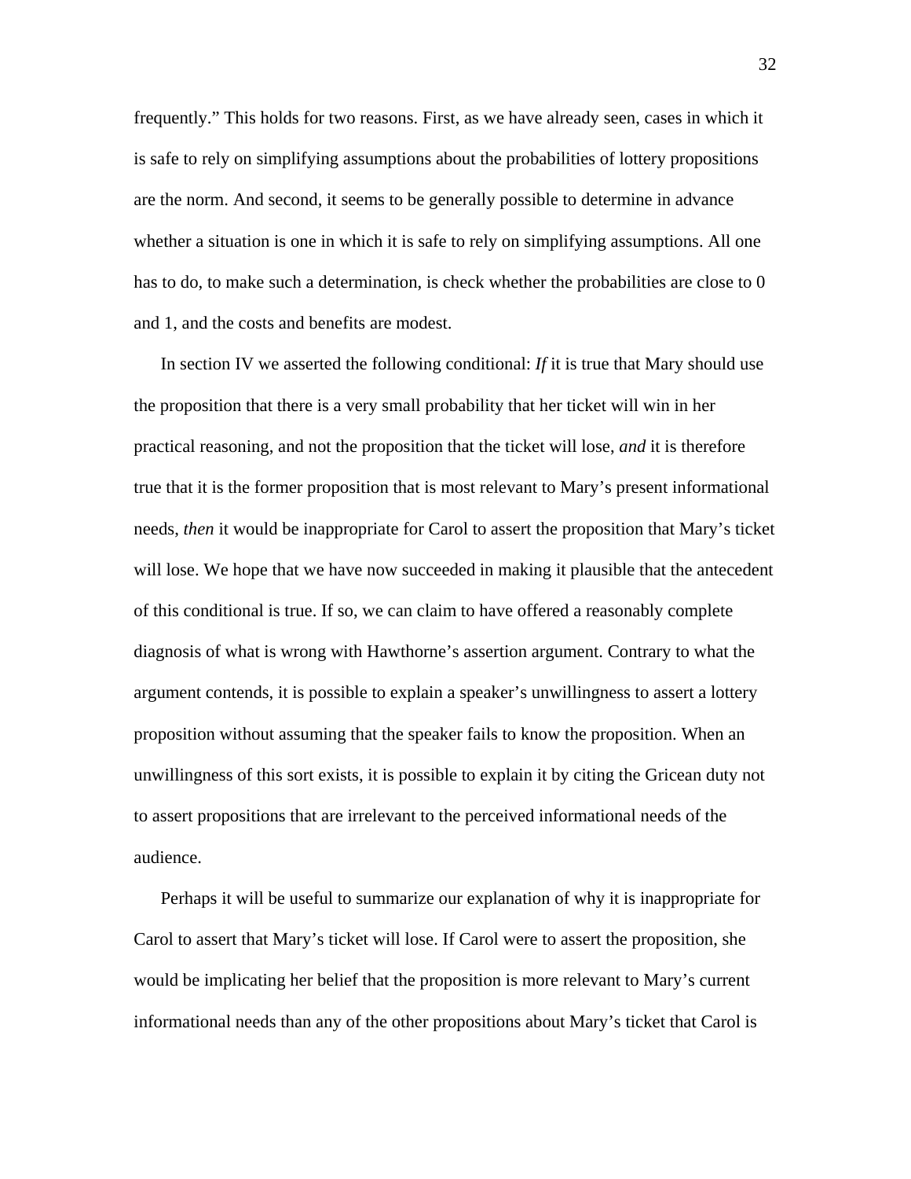frequently.” This holds for two reasons. First, as we have already seen, cases in which it is safe to rely on simplifying assumptions about the probabilities of lottery propositions are the norm. And second, it seems to be generally possible to determine in advance whether a situation is one in which it is safe to rely on simplifying assumptions. All one has to do, to make such a determination, is check whether the probabilities are close to 0 and 1, and the costs and benefits are modest.

In section IV we asserted the following conditional: *If* it is true that Mary should use the proposition that there is a very small probability that her ticket will win in her practical reasoning, and not the proposition that the ticket will lose, *and* it is therefore true that it is the former proposition that is most relevant to Mary’s present informational needs, *then* it would be inappropriate for Carol to assert the proposition that Mary’s ticket will lose. We hope that we have now succeeded in making it plausible that the antecedent of this conditional is true. If so, we can claim to have offered a reasonably complete diagnosis of what is wrong with Hawthorne’s assertion argument. Contrary to what the argument contends, it is possible to explain a speaker’s unwillingness to assert a lottery proposition without assuming that the speaker fails to know the proposition. When an unwillingness of this sort exists, it is possible to explain it by citing the Gricean duty not to assert propositions that are irrelevant to the perceived informational needs of the audience.

Perhaps it will be useful to summarize our explanation of why it is inappropriate for Carol to assert that Mary’s ticket will lose. If Carol were to assert the proposition, she would be implicating her belief that the proposition is more relevant to Mary’s current informational needs than any of the other propositions about Mary’s ticket that Carol is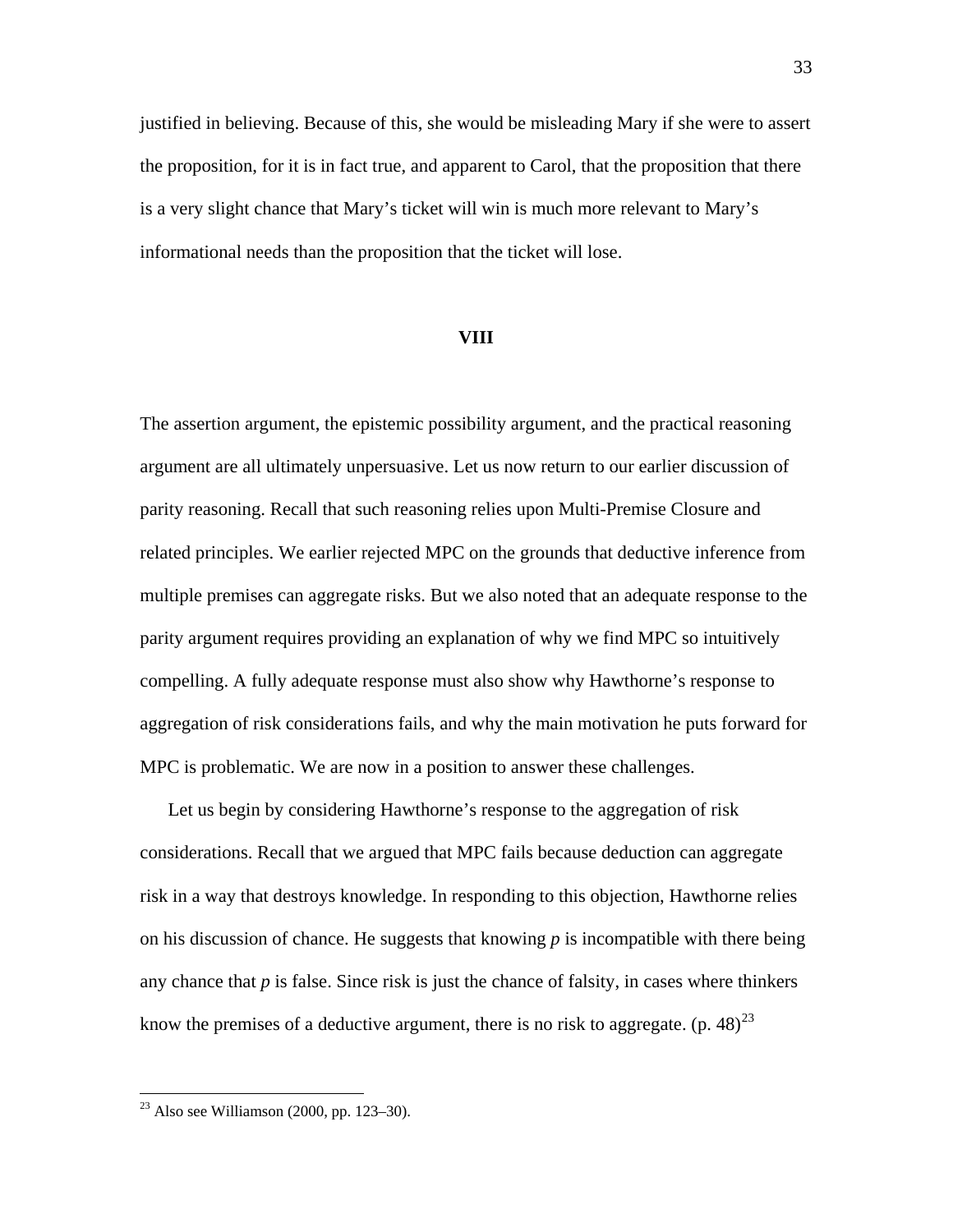justified in believing. Because of this, she would be misleading Mary if she were to assert the proposition, for it is in fact true, and apparent to Carol, that the proposition that there is a very slight chance that Mary's ticket will win is much more relevant to Mary's informational needs than the proposition that the ticket will lose.

## VIII

The assertion argument, the epistemic possibility argument, and the practical reasoning argument are all ultimately unpersuasive. Let us now return to our earlier discussion of parity reasoning. Recall that such reasoning relies upon Multi-Premise Closure and related principles. We earlier rejected MPC on the grounds that deductive inference from multiple premises can aggregate risks. But we also noted that an adequate response to the parity argument requires providing an explanation of why we find MPC so intuitively compelling. A fully adequate response must also show why Hawthorne's response to aggregation of risk considerations fails, and why the main motivation he puts forward for MPC is problematic. We are now in a position to answer these challenges.

Let us begin by considering Hawthorne's response to the aggregation of risk considerations. Recall that we argued that MPC fails because deduction can aggregate risk in a way that destroys knowledge. In responding to this objection, Hawthorne relies on his discussion of chance. He suggests that knowing *p* is incompatible with there being any chance that *p* is false. Since risk is just the chance of falsity, in cases where thinkers know the premises of a deductive argument, there is no risk to aggregate. (p. 48)[23]

---

[23] Also see Williamson (2000, pp. 123–30).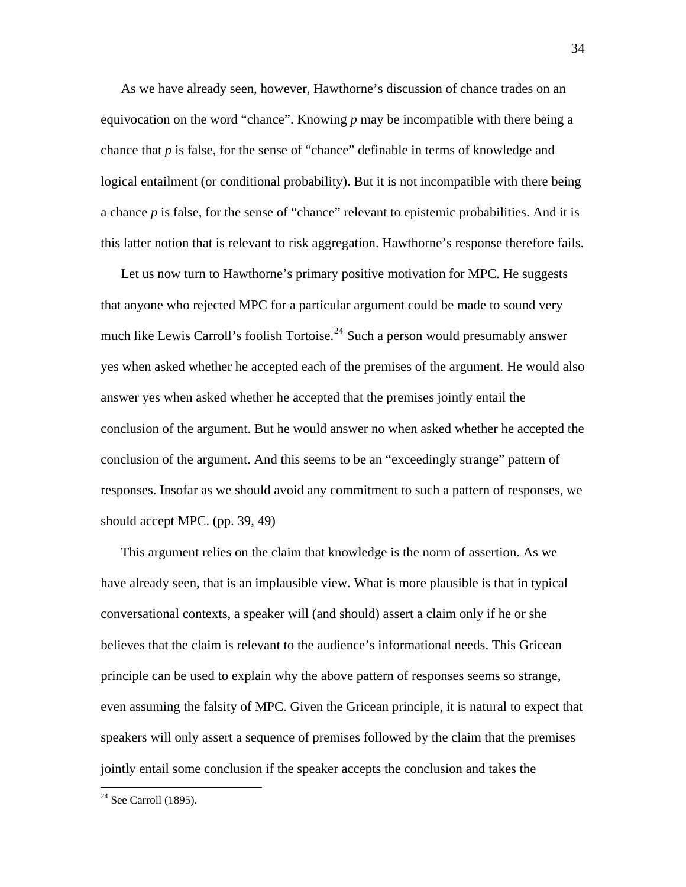As we have already seen, however, Hawthorne's discussion of chance trades on an equivocation on the word "chance". Knowing *p* may be incompatible with there being a chance that *p* is false, for the sense of "chance" definable in terms of knowledge and logical entailment (or conditional probability). But it is not incompatible with there being a chance *p* is false, for the sense of "chance" relevant to epistemic probabilities. And it is this latter notion that is relevant to risk aggregation. Hawthorne's response therefore fails.

Let us now turn to Hawthorne's primary positive motivation for MPC. He suggests that anyone who rejected MPC for a particular argument could be made to sound very much like Lewis Carroll's foolish Tortoise.[24] Such a person would presumably answer yes when asked whether he accepted each of the premises of the argument. He would also answer yes when asked whether he accepted that the premises jointly entail the conclusion of the argument. But he would answer no when asked whether he accepted the conclusion of the argument. And this seems to be an "exceedingly strange" pattern of responses. Insofar as we should avoid any commitment to such a pattern of responses, we should accept MPC. (pp. 39, 49)

This argument relies on the claim that knowledge is the norm of assertion. As we have already seen, that is an implausible view. What is more plausible is that in typical conversational contexts, a speaker will (and should) assert a claim only if he or she believes that the claim is relevant to the audience's informational needs. This Gricean principle can be used to explain why the above pattern of responses seems so strange, even assuming the falsity of MPC. Given the Gricean principle, it is natural to expect that speakers will only assert a sequence of premises followed by the claim that the premises jointly entail some conclusion if the speaker accepts the conclusion and takes the

[24] See Carroll (1895).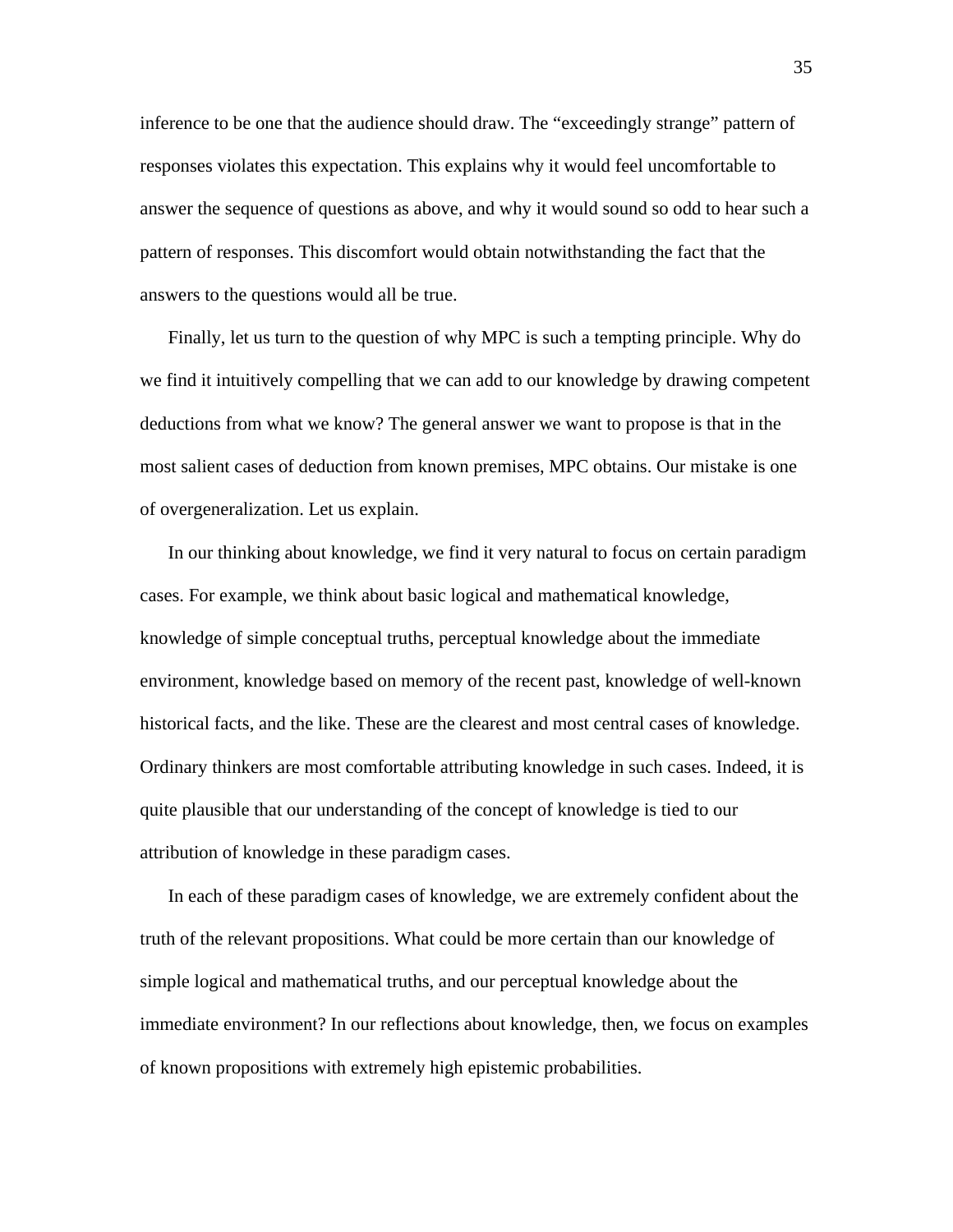inference to be one that the audience should draw. The “exceedingly strange” pattern of responses violates this expectation. This explains why it would feel uncomfortable to answer the sequence of questions as above, and why it would sound so odd to hear such a pattern of responses. This discomfort would obtain notwithstanding the fact that the answers to the questions would all be true.

Finally, let us turn to the question of why MPC is such a tempting principle. Why do we find it intuitively compelling that we can add to our knowledge by drawing competent deductions from what we know? The general answer we want to propose is that in the most salient cases of deduction from known premises, MPC obtains. Our mistake is one of overgeneralization. Let us explain.

In our thinking about knowledge, we find it very natural to focus on certain paradigm cases. For example, we think about basic logical and mathematical knowledge, knowledge of simple conceptual truths, perceptual knowledge about the immediate environment, knowledge based on memory of the recent past, knowledge of well-known historical facts, and the like. These are the clearest and most central cases of knowledge. Ordinary thinkers are most comfortable attributing knowledge in such cases. Indeed, it is quite plausible that our understanding of the concept of knowledge is tied to our attribution of knowledge in these paradigm cases.

In each of these paradigm cases of knowledge, we are extremely confident about the truth of the relevant propositions. What could be more certain than our knowledge of simple logical and mathematical truths, and our perceptual knowledge about the immediate environment? In our reflections about knowledge, then, we focus on examples of known propositions with extremely high epistemic probabilities.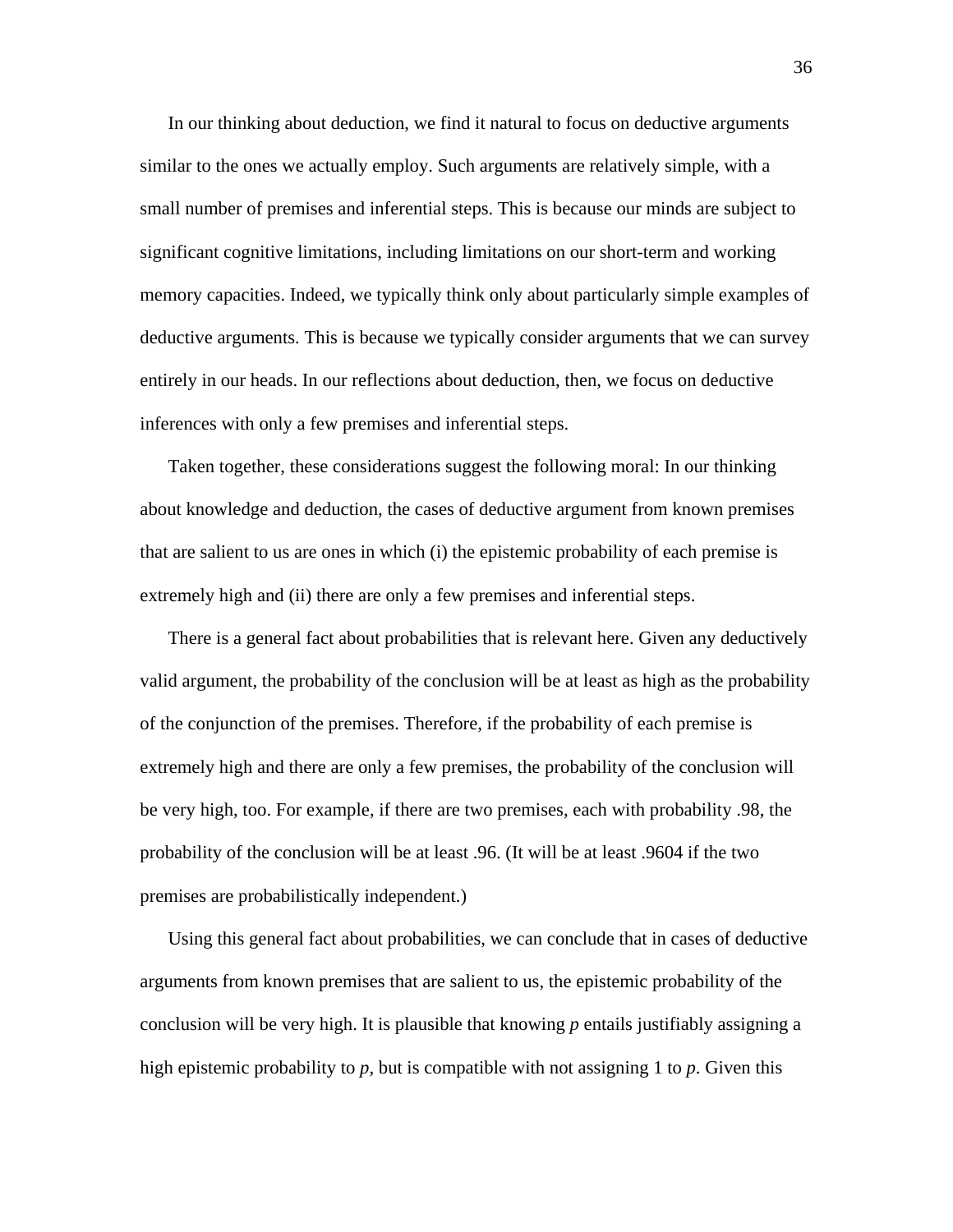In our thinking about deduction, we find it natural to focus on deductive arguments similar to the ones we actually employ. Such arguments are relatively simple, with a small number of premises and inferential steps. This is because our minds are subject to significant cognitive limitations, including limitations on our short-term and working memory capacities. Indeed, we typically think only about particularly simple examples of deductive arguments. This is because we typically consider arguments that we can survey entirely in our heads. In our reflections about deduction, then, we focus on deductive inferences with only a few premises and inferential steps.

Taken together, these considerations suggest the following moral: In our thinking about knowledge and deduction, the cases of deductive argument from known premises that are salient to us are ones in which (i) the epistemic probability of each premise is extremely high and (ii) there are only a few premises and inferential steps.

There is a general fact about probabilities that is relevant here. Given any deductively valid argument, the probability of the conclusion will be at least as high as the probability of the conjunction of the premises. Therefore, if the probability of each premise is extremely high and there are only a few premises, the probability of the conclusion will be very high, too. For example, if there are two premises, each with probability .98, the probability of the conclusion will be at least .96. (It will be at least .9604 if the two premises are probabilistically independent.)

Using this general fact about probabilities, we can conclude that in cases of deductive arguments from known premises that are salient to us, the epistemic probability of the conclusion will be very high. It is plausible that knowing *p* entails justifiably assigning a high epistemic probability to *p*, but is compatible with not assigning 1 to *p*. Given this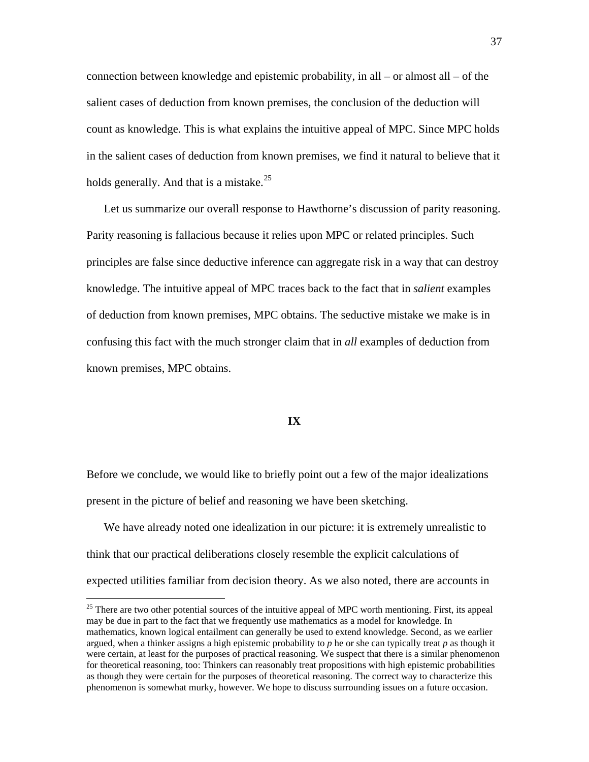connection between knowledge and epistemic probability, in all – or almost all – of the salient cases of deduction from known premises, the conclusion of the deduction will count as knowledge. This is what explains the intuitive appeal of MPC. Since MPC holds in the salient cases of deduction from known premises, we find it natural to believe that it holds generally. And that is a mistake.[25]

Let us summarize our overall response to Hawthorne's discussion of parity reasoning. Parity reasoning is fallacious because it relies upon MPC or related principles. Such principles are false since deductive inference can aggregate risk in a way that can destroy knowledge. The intuitive appeal of MPC traces back to the fact that in *salient* examples of deduction from known premises, MPC obtains. The seductive mistake we make is in confusing this fact with the much stronger claim that in *all* examples of deduction from known premises, MPC obtains.

## IX

Before we conclude, we would like to briefly point out a few of the major idealizations present in the picture of belief and reasoning we have been sketching.

We have already noted one idealization in our picture: it is extremely unrealistic to think that our practical deliberations closely resemble the explicit calculations of expected utilities familiar from decision theory. As we also noted, there are accounts in

[25] There are two other potential sources of the intuitive appeal of MPC worth mentioning. First, its appeal may be due in part to the fact that we frequently use mathematics as a model for knowledge. In mathematics, known logical entailment can generally be used to extend knowledge. Second, as we earlier argued, when a thinker assigns a high epistemic probability to *p* he or she can typically treat *p* as though it were certain, at least for the purposes of practical reasoning. We suspect that there is a similar phenomenon for theoretical reasoning, too: Thinkers can reasonably treat propositions with high epistemic probabilities as though they were certain for the purposes of theoretical reasoning. The correct way to characterize this phenomenon is somewhat murky, however. We hope to discuss surrounding issues on a future occasion.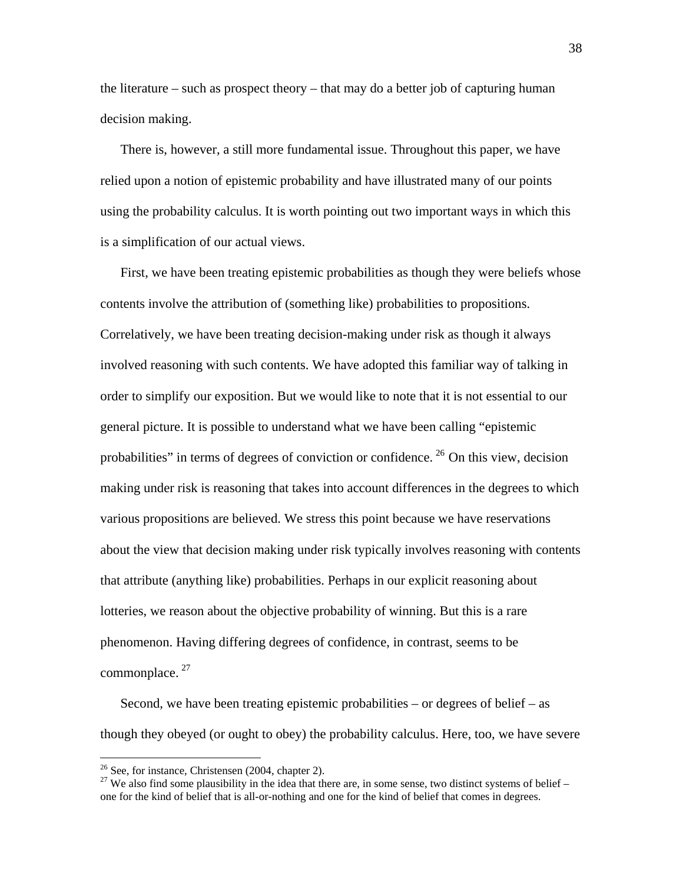the literature – such as prospect theory – that may do a better job of capturing human decision making.

There is, however, a still more fundamental issue. Throughout this paper, we have relied upon a notion of epistemic probability and have illustrated many of our points using the probability calculus. It is worth pointing out two important ways in which this is a simplification of our actual views.

First, we have been treating epistemic probabilities as though they were beliefs whose contents involve the attribution of (something like) probabilities to propositions. Correlatively, we have been treating decision-making under risk as though it always involved reasoning with such contents. We have adopted this familiar way of talking in order to simplify our exposition. But we would like to note that it is not essential to our general picture. It is possible to understand what we have been calling "epistemic probabilities" in terms of degrees of conviction or confidence. [26] On this view, decision making under risk is reasoning that takes into account differences in the degrees to which various propositions are believed. We stress this point because we have reservations about the view that decision making under risk typically involves reasoning with contents that attribute (anything like) probabilities. Perhaps in our explicit reasoning about lotteries, we reason about the objective probability of winning. But this is a rare phenomenon. Having differing degrees of confidence, in contrast, seems to be commonplace. [27]

Second, we have been treating epistemic probabilities – or degrees of belief – as though they obeyed (or ought to obey) the probability calculus. Here, too, we have severe

---

[26] See, for instance, Christensen (2004, chapter 2).

[27] We also find some plausibility in the idea that there are, in some sense, two distinct systems of belief – one for the kind of belief that is all-or-nothing and one for the kind of belief that comes in degrees.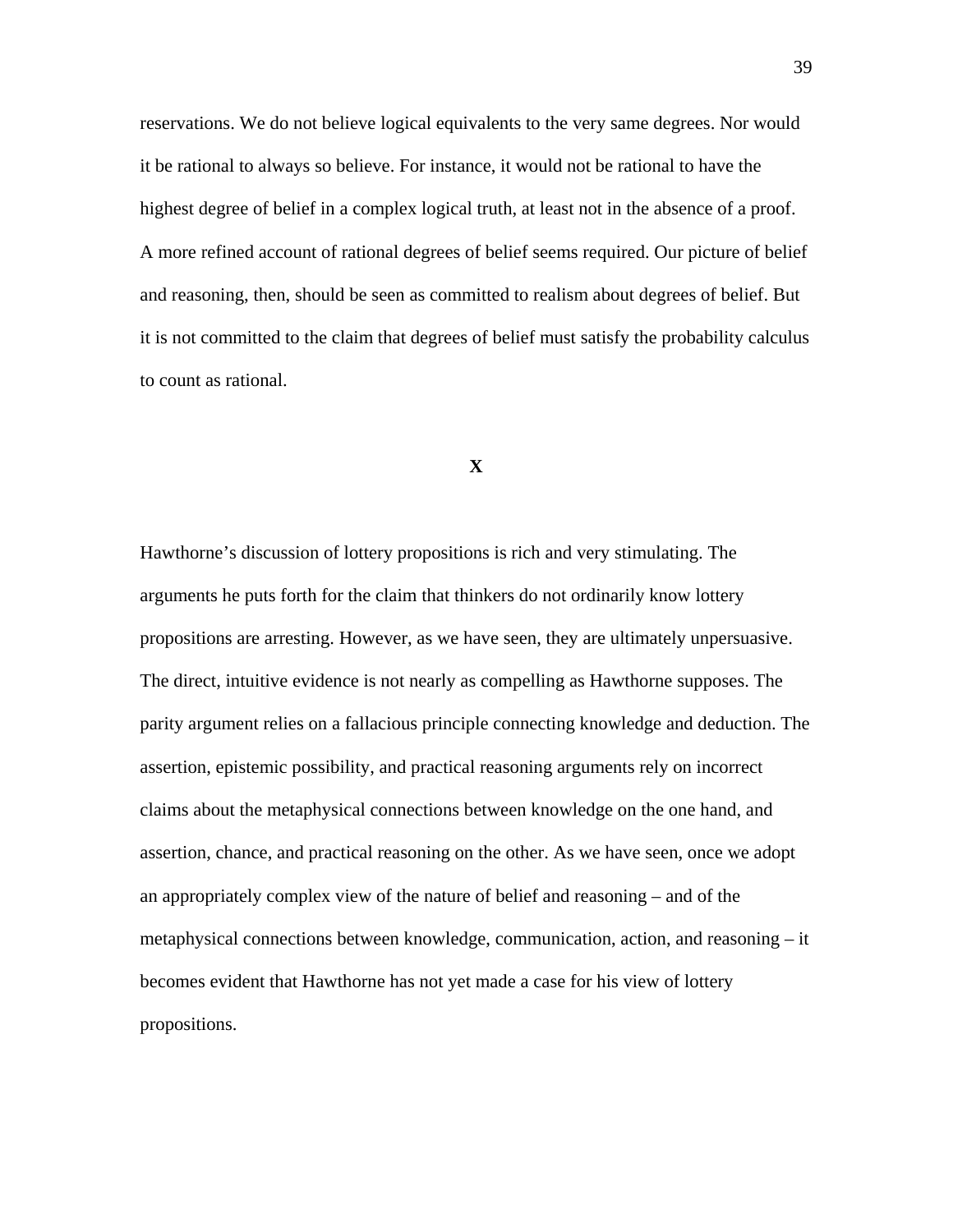reservations. We do not believe logical equivalents to the very same degrees. Nor would it be rational to always so believe. For instance, it would not be rational to have the highest degree of belief in a complex logical truth, at least not in the absence of a proof. A more refined account of rational degrees of belief seems required. Our picture of belief and reasoning, then, should be seen as committed to realism about degrees of belief. But it is not committed to the claim that degrees of belief must satisfy the probability calculus to count as rational.

## X

Hawthorne's discussion of lottery propositions is rich and very stimulating. The arguments he puts forth for the claim that thinkers do not ordinarily know lottery propositions are arresting. However, as we have seen, they are ultimately unpersuasive. The direct, intuitive evidence is not nearly as compelling as Hawthorne supposes. The parity argument relies on a fallacious principle connecting knowledge and deduction. The assertion, epistemic possibility, and practical reasoning arguments rely on incorrect claims about the metaphysical connections between knowledge on the one hand, and assertion, chance, and practical reasoning on the other. As we have seen, once we adopt an appropriately complex view of the nature of belief and reasoning – and of the metaphysical connections between knowledge, communication, action, and reasoning – it becomes evident that Hawthorne has not yet made a case for his view of lottery propositions.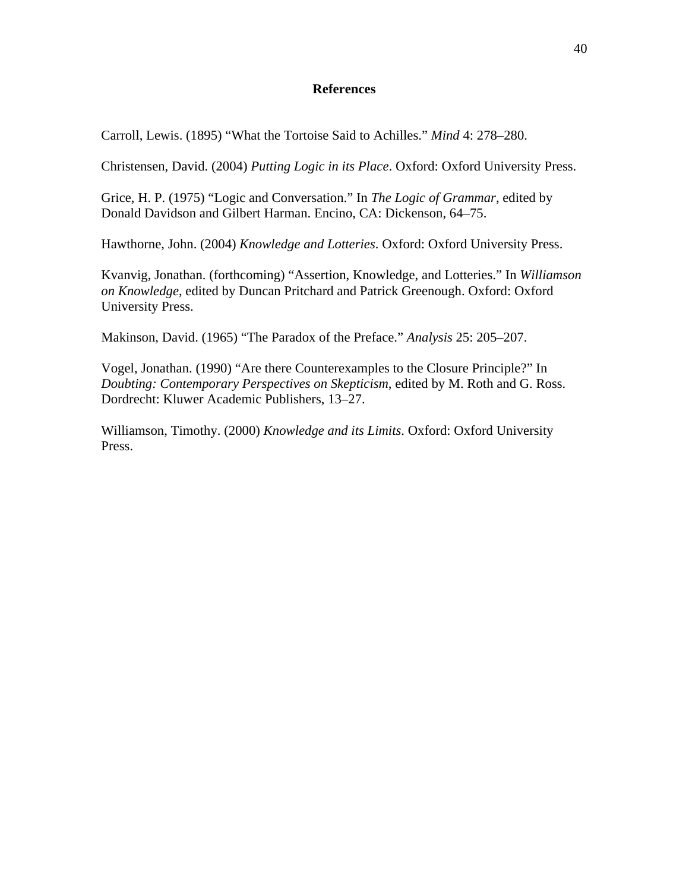## References

Carroll, Lewis. (1895) “What the Tortoise Said to Achilles.” *Mind* 4: 278–280.

Christensen, David. (2004) *Putting Logic in its Place*. Oxford: Oxford University Press.

Grice, H. P. (1975) “Logic and Conversation.” In *The Logic of Grammar*, edited by Donald Davidson and Gilbert Harman. Encino, CA: Dickenson, 64–75.

Hawthorne, John. (2004) *Knowledge and Lotteries*. Oxford: Oxford University Press.

Kvanvig, Jonathan. (forthcoming) “Assertion, Knowledge, and Lotteries.” In *Williamson on Knowledge*, edited by Duncan Pritchard and Patrick Greenough. Oxford: Oxford University Press.

Makinson, David. (1965) “The Paradox of the Preface.” *Analysis* 25: 205–207.

Vogel, Jonathan. (1990) “Are there Counterexamples to the Closure Principle?” In *Doubting: Contemporary Perspectives on Skepticism*, edited by M. Roth and G. Ross. Dordrecht: Kluwer Academic Publishers, 13–27.

Williamson, Timothy. (2000) *Knowledge and its Limits*. Oxford: Oxford University Press.